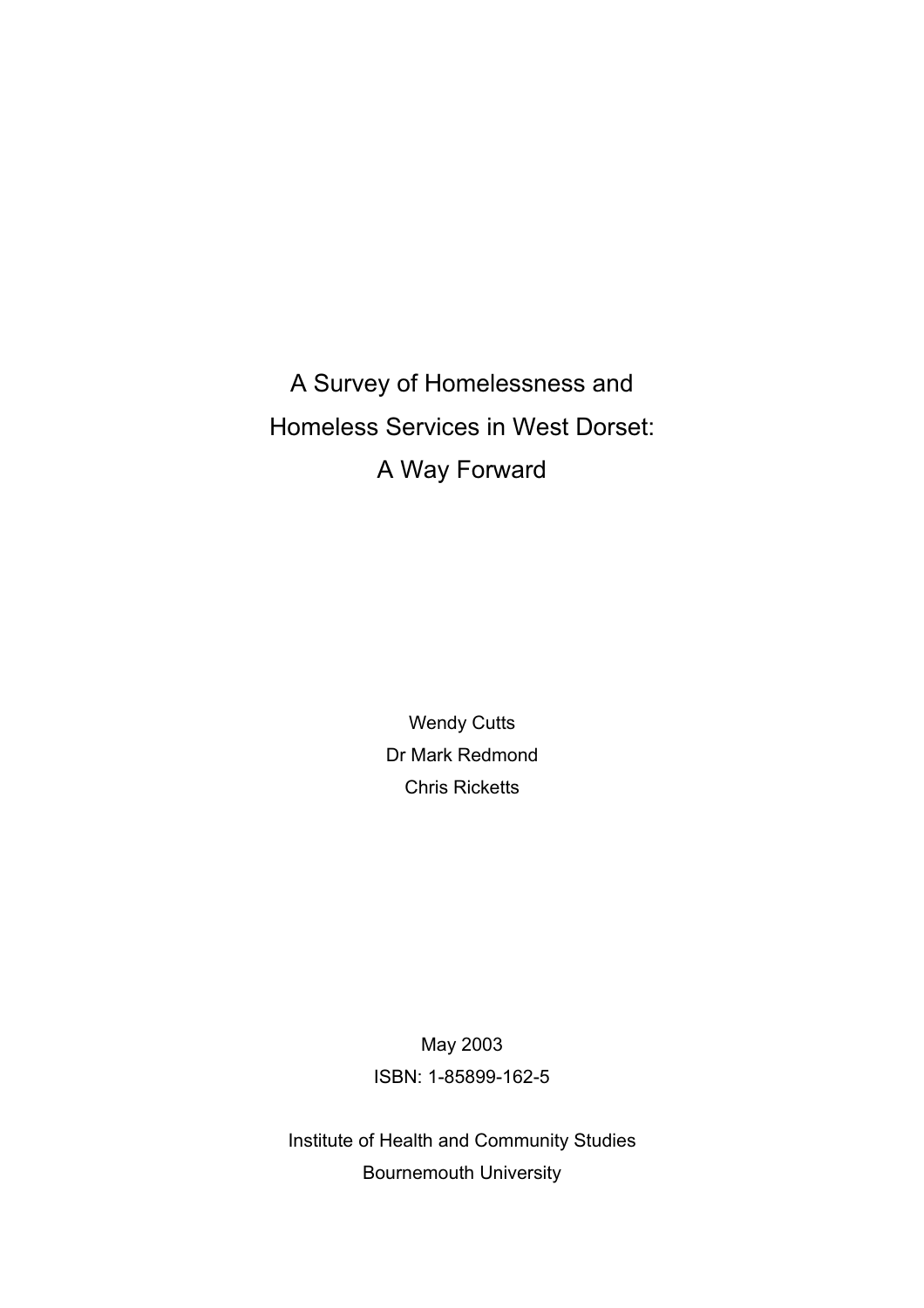# A Survey of Homelessness and Homeless Services in West Dorset: A Way Forward

Wendy Cutts

Dr Mark Redmond

Chris Ricketts

May 2003

ISBN: 1-85899-162-5

Institute of Health and Community Studies

Bournemouth University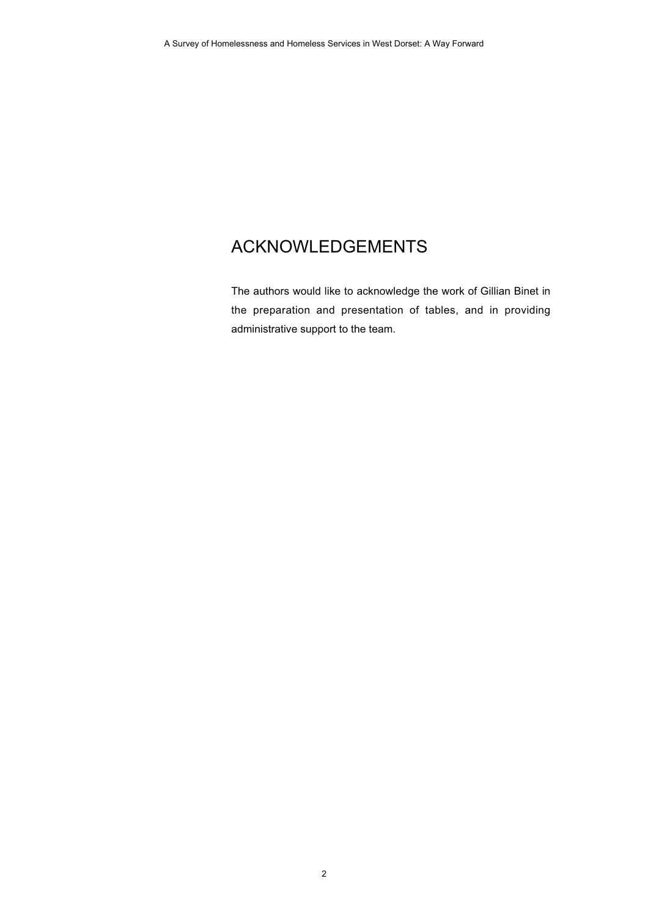# ACKNOWLEDGEMENTS

The authors would like to acknowledge the work of Gillian Binet in the preparation and presentation of tables, and in providing administrative support to the team.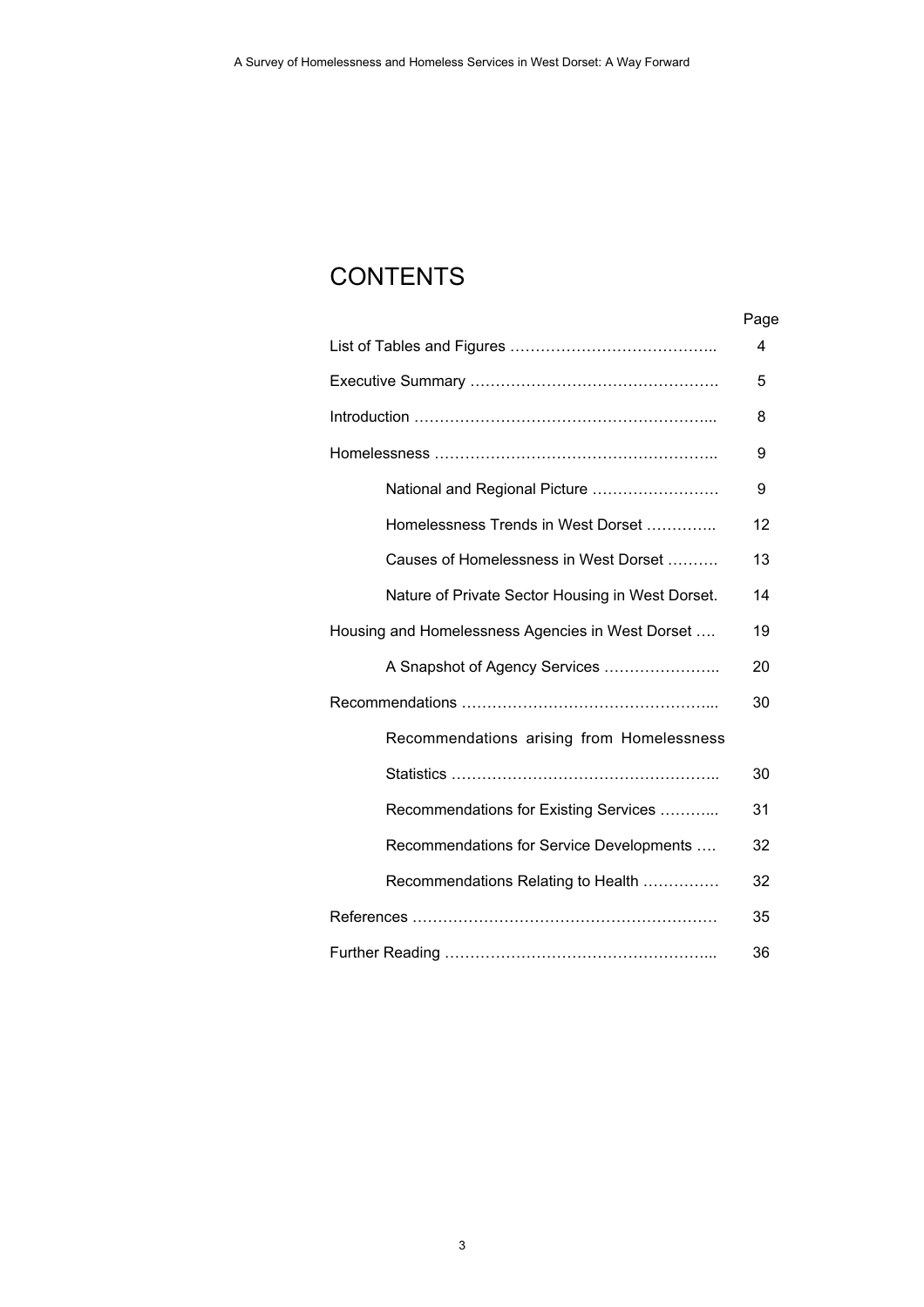# CONTENTS

| | Page |
|---|---|
| List of Tables and Figures ………………………………….. | 4 |
| Executive Summary …………………………………………. | 5 |
| Introduction ………………………………………………….. | 8 |
| Homelessness ……………………………………………….. | 9 |
| National and Regional Picture ……………………. | 9 |
| Homelessness Trends in West Dorset ………….. | 12 |
| Causes of Homelessness in West Dorset ………. | 13 |
| Nature of Private Sector Housing in West Dorset. | 14 |
| Housing and Homelessness Agencies in West Dorset …. | 19 |
| A Snapshot of Agency Services ………………….. | 20 |
| Recommendations ………………………………………….... | 30 |
| Recommendations arising from Homelessness Statistics …………………………………………….. | 30 |
| Recommendations for Existing Services ………... | 31 |
| Recommendations for Service Developments …. | 32 |
| Recommendations Relating to Health …………… | 32 |
| References …………………………………………………… | 35 |
| Further Reading ……………………………………………... | 36 |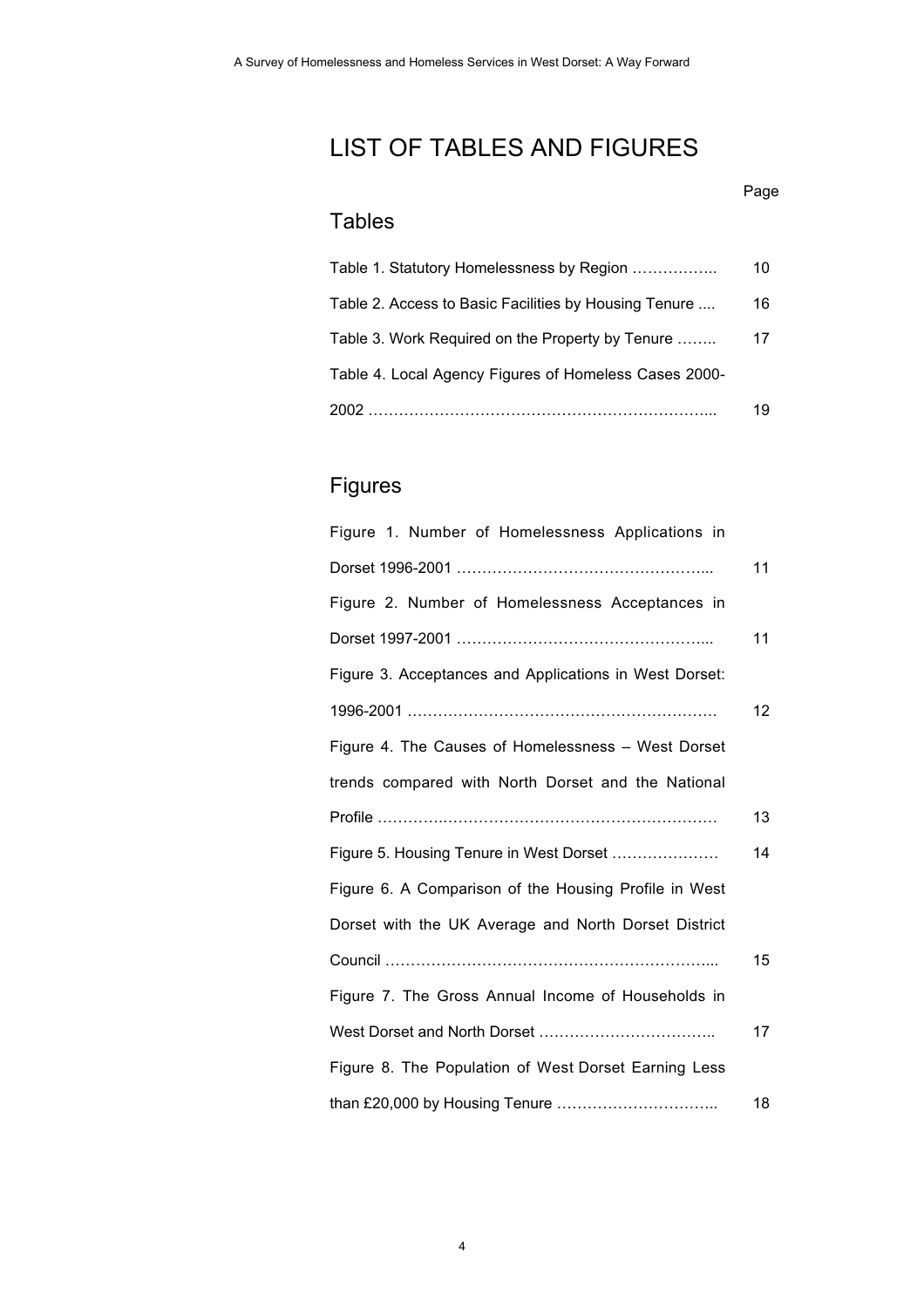# LIST OF TABLES AND FIGURES

Page

## Tables

| | |
|---|---|
| Table 1. Statutory Homelessness by Region …………….. | 10 |
| Table 2. Access to Basic Facilities by Housing Tenure .... | 16 |
| Table 3. Work Required on the Property by Tenure …….. | 17 |
| Table 4. Local Agency Figures of Homeless Cases 2000-2002 ……………………………………………………….... | 19 |

## Figures

| | |
|---|---|
| Figure 1. Number of Homelessness Applications in Dorset 1996-2001 …………………………………………... | 11 |
| Figure 2. Number of Homelessness Acceptances in Dorset 1997-2001 …………………………………………... | 11 |
| Figure 3. Acceptances and Applications in West Dorset: 1996-2001 ……………………………………………………. | 12 |
| Figure 4. The Causes of Homelessness – West Dorset trends compared with North Dorset and the National Profile …………..……………………………………………… | 13 |
| Figure 5. Housing Tenure in West Dorset ………………… | 14 |
| Figure 6. A Comparison of the Housing Profile in West Dorset with the UK Average and North Dorset District Council ……………………………………………………….... | 15 |
| Figure 7. The Gross Annual Income of Households in West Dorset and North Dorset …………………………….. | 17 |
| Figure 8. The Population of West Dorset Earning Less than £20,000 by Housing Tenure ………………………….. | 18 |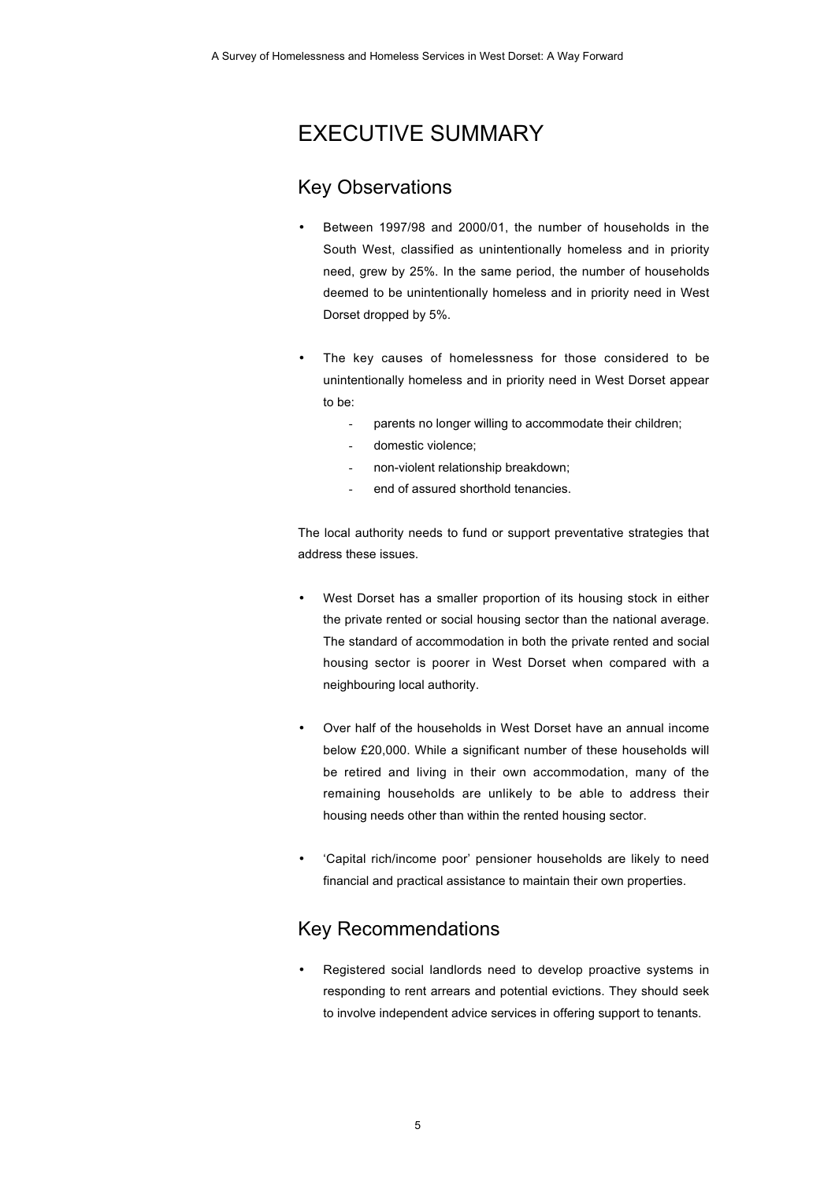# EXECUTIVE SUMMARY

## Key Observations

- Between 1997/98 and 2000/01, the number of households in the South West, classified as unintentionally homeless and in priority need, grew by 25%. In the same period, the number of households deemed to be unintentionally homeless and in priority need in West Dorset dropped by 5%.

- The key causes of homelessness for those considered to be unintentionally homeless and in priority need in West Dorset appear to be:
    - parents no longer willing to accommodate their children;
    - domestic violence;
    - non-violent relationship breakdown;
    - end of assured shorthold tenancies.

The local authority needs to fund or support preventative strategies that address these issues.

- West Dorset has a smaller proportion of its housing stock in either the private rented or social housing sector than the national average. The standard of accommodation in both the private rented and social housing sector is poorer in West Dorset when compared with a neighbouring local authority.

- Over half of the households in West Dorset have an annual income below £20,000. While a significant number of these households will be retired and living in their own accommodation, many of the remaining households are unlikely to be able to address their housing needs other than within the rented housing sector.

- 'Capital rich/income poor' pensioner households are likely to need financial and practical assistance to maintain their own properties.

## Key Recommendations

- Registered social landlords need to develop proactive systems in responding to rent arrears and potential evictions. They should seek to involve independent advice services in offering support to tenants.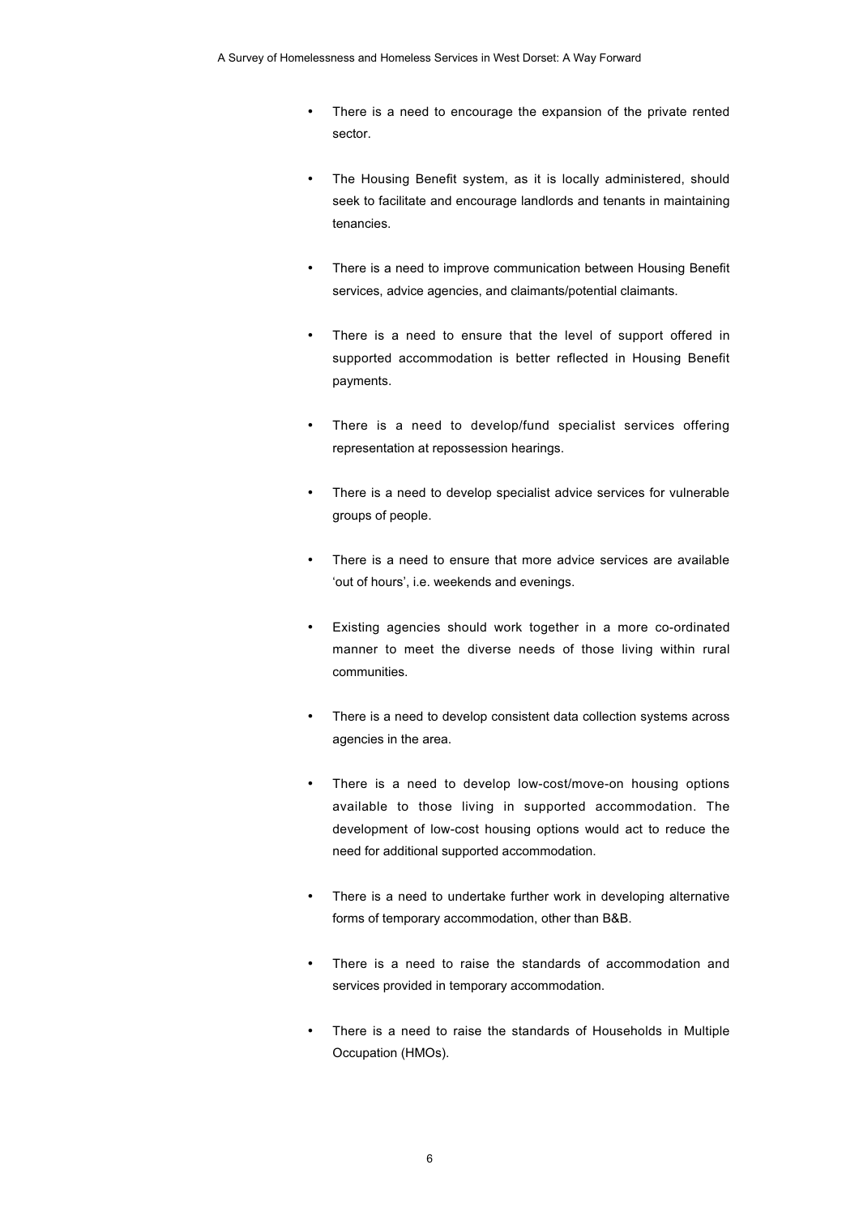- There is a need to encourage the expansion of the private rented sector.

- The Housing Benefit system, as it is locally administered, should seek to facilitate and encourage landlords and tenants in maintaining tenancies.

- There is a need to improve communication between Housing Benefit services, advice agencies, and claimants/potential claimants.

- There is a need to ensure that the level of support offered in supported accommodation is better reflected in Housing Benefit payments.

- There is a need to develop/fund specialist services offering representation at repossession hearings.

- There is a need to develop specialist advice services for vulnerable groups of people.

- There is a need to ensure that more advice services are available 'out of hours', i.e. weekends and evenings.

- Existing agencies should work together in a more co-ordinated manner to meet the diverse needs of those living within rural communities.

- There is a need to develop consistent data collection systems across agencies in the area.

- There is a need to develop low-cost/move-on housing options available to those living in supported accommodation. The development of low-cost housing options would act to reduce the need for additional supported accommodation.

- There is a need to undertake further work in developing alternative forms of temporary accommodation, other than B&B.

- There is a need to raise the standards of accommodation and services provided in temporary accommodation.

- There is a need to raise the standards of Households in Multiple Occupation (HMOs).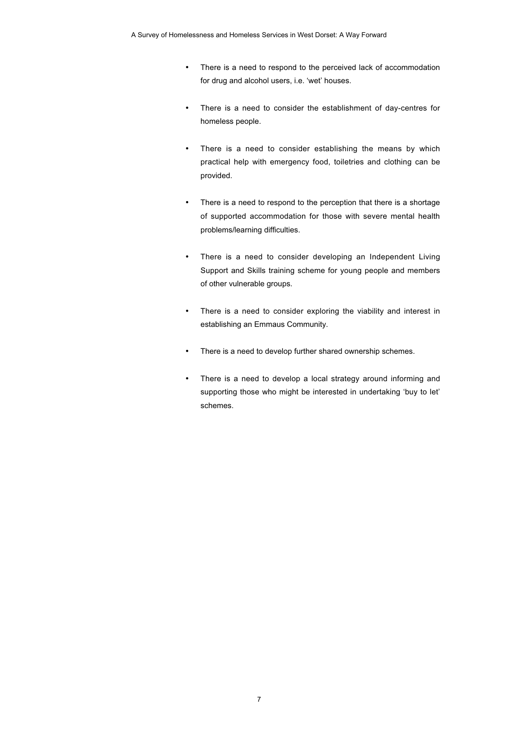- There is a need to respond to the perceived lack of accommodation for drug and alcohol users, i.e. 'wet' houses.

- There is a need to consider the establishment of day-centres for homeless people.

- There is a need to consider establishing the means by which practical help with emergency food, toiletries and clothing can be provided.

- There is a need to respond to the perception that there is a shortage of supported accommodation for those with severe mental health problems/learning difficulties.

- There is a need to consider developing an Independent Living Support and Skills training scheme for young people and members of other vulnerable groups.

- There is a need to consider exploring the viability and interest in establishing an Emmaus Community.

- There is a need to develop further shared ownership schemes.

- There is a need to develop a local strategy around informing and supporting those who might be interested in undertaking 'buy to let' schemes.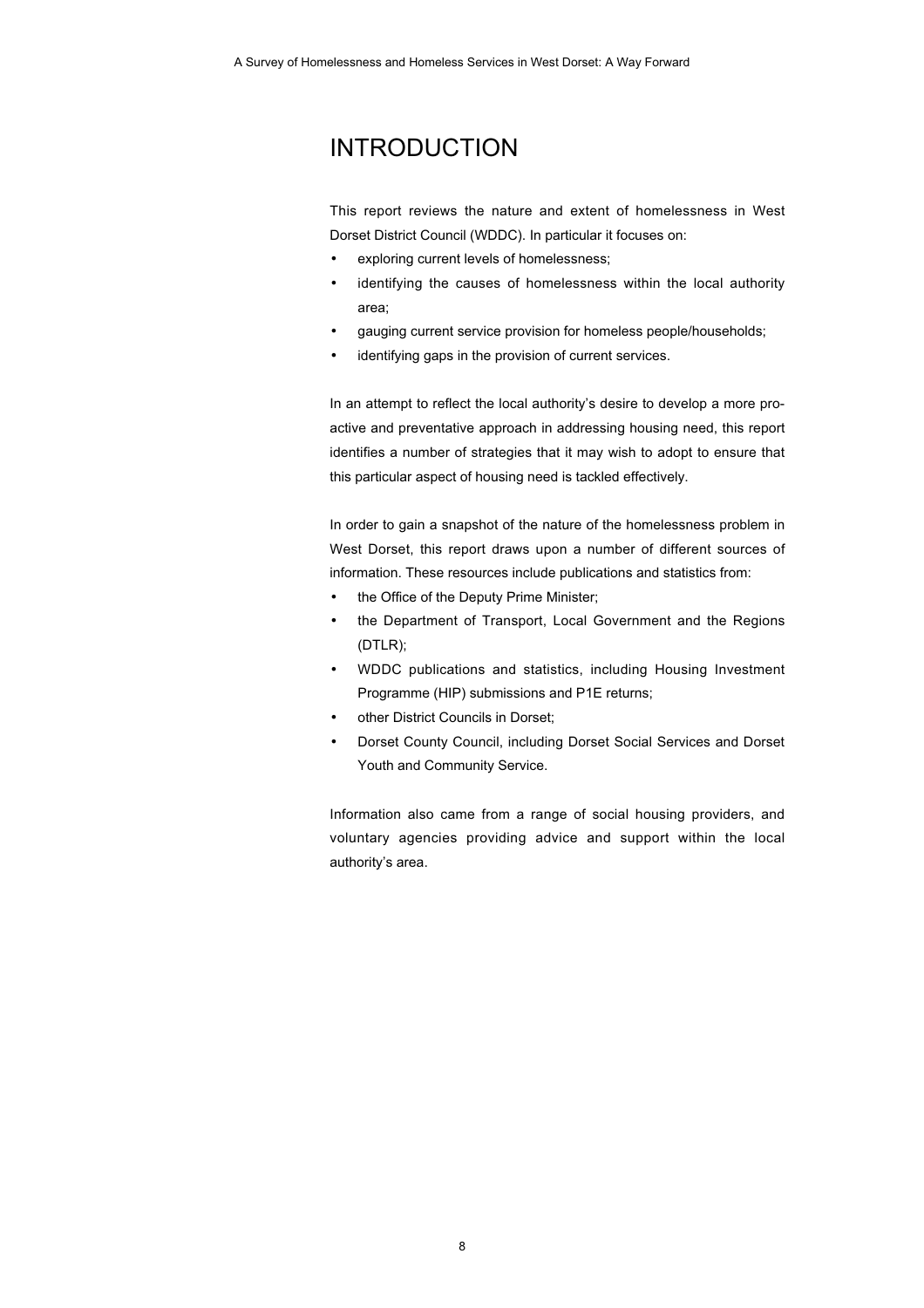# INTRODUCTION

This report reviews the nature and extent of homelessness in West Dorset District Council (WDDC). In particular it focuses on:

- exploring current levels of homelessness;
- identifying the causes of homelessness within the local authority area;
- gauging current service provision for homeless people/households;
- identifying gaps in the provision of current services.

In an attempt to reflect the local authority's desire to develop a more pro-active and preventative approach in addressing housing need, this report identifies a number of strategies that it may wish to adopt to ensure that this particular aspect of housing need is tackled effectively.

In order to gain a snapshot of the nature of the homelessness problem in West Dorset, this report draws upon a number of different sources of information. These resources include publications and statistics from:

- the Office of the Deputy Prime Minister;
- the Department of Transport, Local Government and the Regions (DTLR);
- WDDC publications and statistics, including Housing Investment Programme (HIP) submissions and P1E returns;
- other District Councils in Dorset;
- Dorset County Council, including Dorset Social Services and Dorset Youth and Community Service.

Information also came from a range of social housing providers, and voluntary agencies providing advice and support within the local authority's area.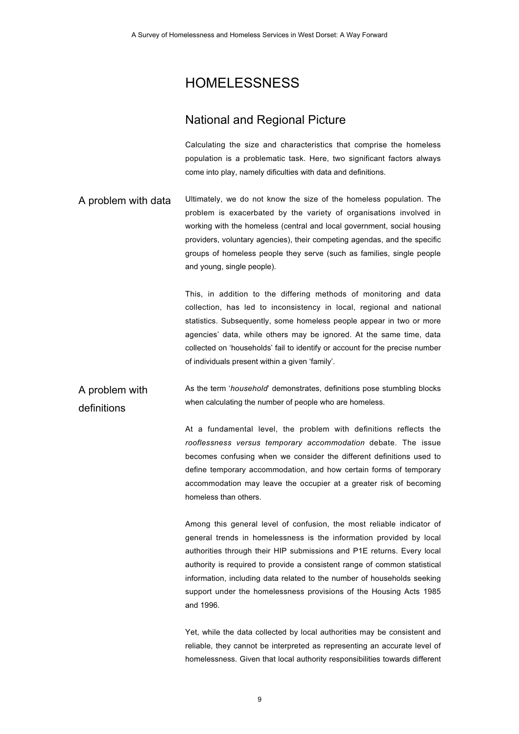# HOMELESSNESS

## National and Regional Picture

Calculating the size and characteristics that comprise the homeless population is a problematic task. Here, two significant factors always come into play, namely dificulties with data and definitions.

### A problem with data

Ultimately, we do not know the size of the homeless population. The problem is exacerbated by the variety of organisations involved in working with the homeless (central and local government, social housing providers, voluntary agencies), their competing agendas, and the specific groups of homeless people they serve (such as families, single people and young, single people).

This, in addition to the differing methods of monitoring and data collection, has led to inconsistency in local, regional and national statistics. Subsequently, some homeless people appear in two or more agencies' data, while others may be ignored. At the same time, data collected on 'households' fail to identify or account for the precise number of individuals present within a given 'family'.

### A problem with definitions

As the term '*household*' demonstrates, definitions pose stumbling blocks when calculating the number of people who are homeless.

At a fundamental level, the problem with definitions reflects the *rooflessness versus temporary accommodation* debate. The issue becomes confusing when we consider the different definitions used to define temporary accommodation, and how certain forms of temporary accommodation may leave the occupier at a greater risk of becoming homeless than others.

Among this general level of confusion, the most reliable indicator of general trends in homelessness is the information provided by local authorities through their HIP submissions and P1E returns. Every local authority is required to provide a consistent range of common statistical information, including data related to the number of households seeking support under the homelessness provisions of the Housing Acts 1985 and 1996.

Yet, while the data collected by local authorities may be consistent and reliable, they cannot be interpreted as representing an accurate level of homelessness. Given that local authority responsibilities towards different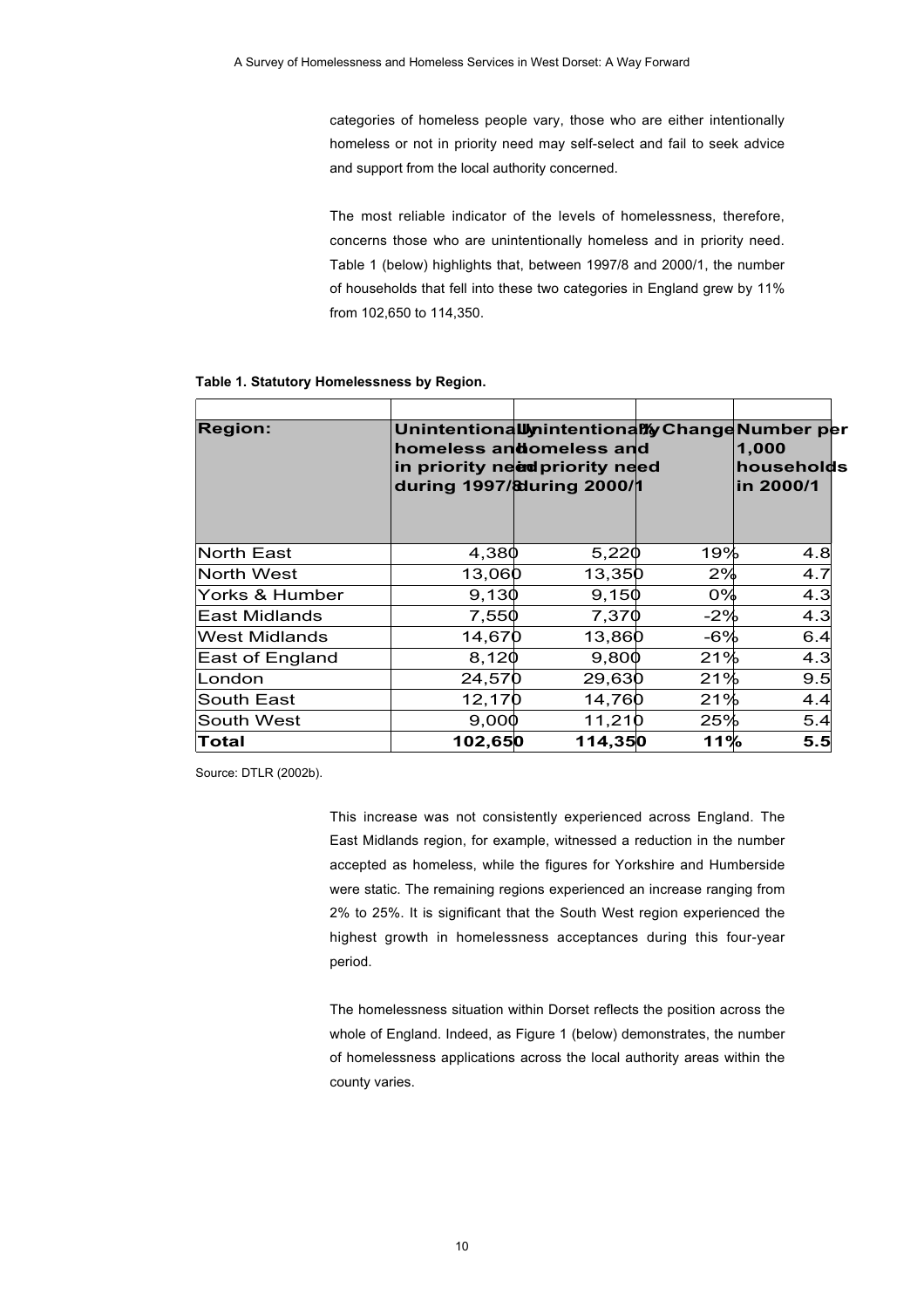categories of homeless people vary, those who are either intentionally homeless or not in priority need may self-select and fail to seek advice and support from the local authority concerned.

The most reliable indicator of the levels of homelessness, therefore, concerns those who are unintentionally homeless and in priority need. Table 1 (below) highlights that, between 1997/8 and 2000/1, the number of households that fell into these two categories in England grew by 11% from 102,650 to 114,350.

**Table 1. Statutory Homelessness by Region.**

| Region: | Unintentionally homeless and in priority need during 1997/8 | Unintentionally homeless and in priority need during 2000/1 | % Change | Number per 1,000 households in 2000/1 |
|---|---|---|---|---|
| North East | 4,380 | 5,220 | 19% | 4.8 |
| North West | 13,060 | 13,350 | 2% | 4.7 |
| Yorks & Humber | 9,130 | 9,150 | 0% | 4.3 |
| East Midlands | 7,550 | 7,370 | -2% | 4.3 |
| West Midlands | 14,670 | 13,860 | -6% | 6.4 |
| East of England | 8,120 | 9,800 | 21% | 4.3 |
| London | 24,570 | 29,630 | 21% | 9.5 |
| South East | 12,170 | 14,760 | 21% | 4.4 |
| South West | 9,000 | 11,210 | 25% | 5.4 |
| **Total** | **102,650** | **114,350** | **11%** | **5.5** |

Source: DTLR (2002b).

This increase was not consistently experienced across England. The East Midlands region, for example, witnessed a reduction in the number accepted as homeless, while the figures for Yorkshire and Humberside were static. The remaining regions experienced an increase ranging from 2% to 25%. It is significant that the South West region experienced the highest growth in homelessness acceptances during this four-year period.

The homelessness situation within Dorset reflects the position across the whole of England. Indeed, as Figure 1 (below) demonstrates, the number of homelessness applications across the local authority areas within the county varies.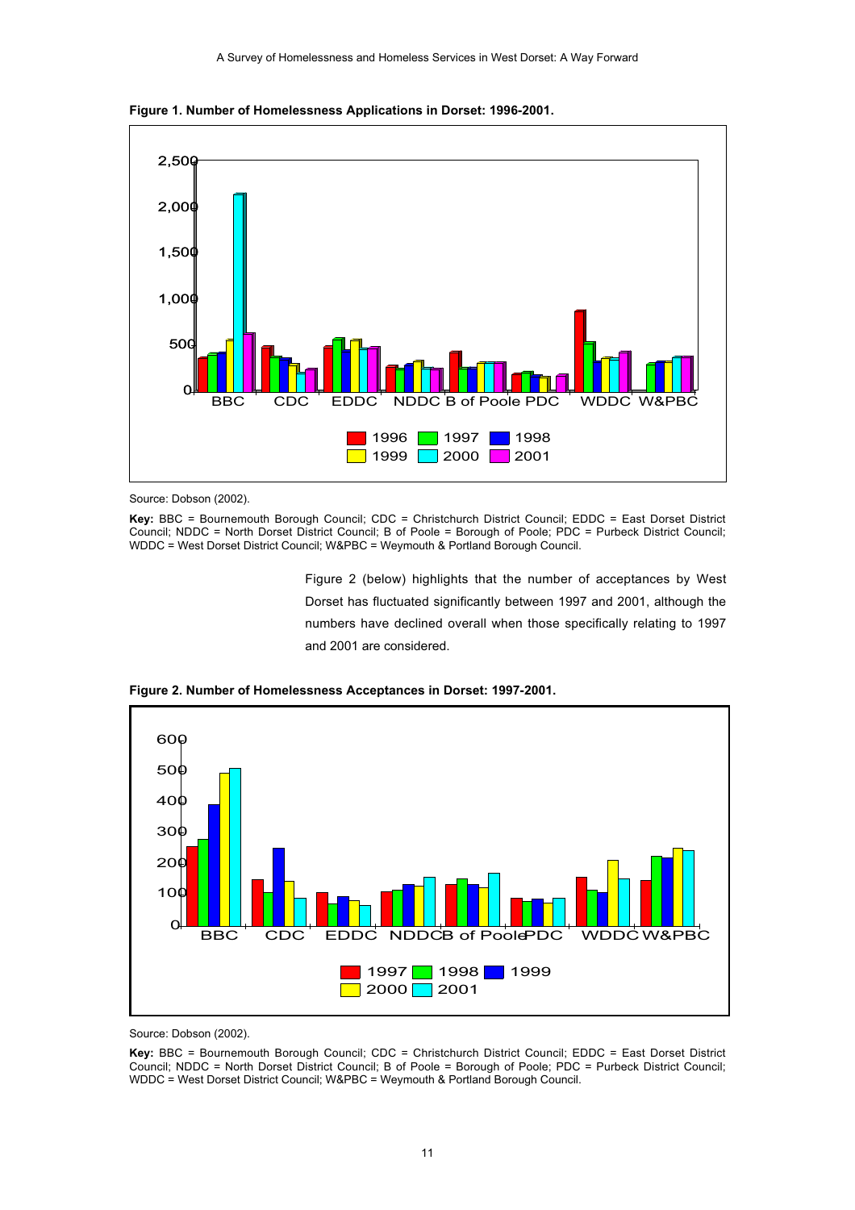**Figure 1. Number of Homelessness Applications in Dorset: 1996-2001.**

Source: Dobson (2002).

**Key:** BBC = Bournemouth Borough Council; CDC = Christchurch District Council; EDDC = East Dorset District Council; NDDC = North Dorset District Council; B of Poole = Borough of Poole; PDC = Purbeck District Council; WDDC = West Dorset District Council; W&PBC = Weymouth & Portland Borough Council.

Figure 2 (below) highlights that the number of acceptances by West Dorset has fluctuated significantly between 1997 and 2001, although the numbers have declined overall when those specifically relating to 1997 and 2001 are considered.

**Figure 2. Number of Homelessness Acceptances in Dorset: 1997-2001.**

Source: Dobson (2002).

**Key:** BBC = Bournemouth Borough Council; CDC = Christchurch District Council; EDDC = East Dorset District Council; NDDC = North Dorset District Council; B of Poole = Borough of Poole; PDC = Purbeck District Council; WDDC = West Dorset District Council; W&PBC = Weymouth & Portland Borough Council.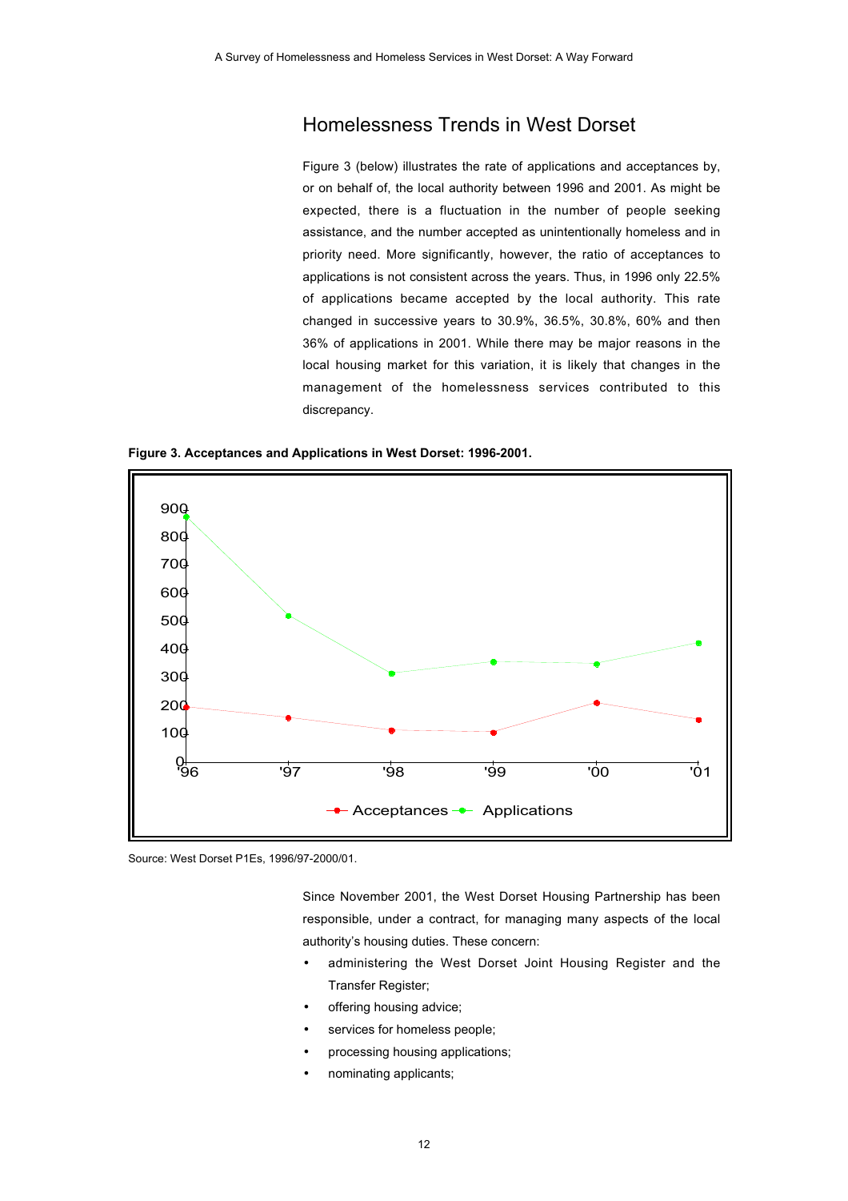## Homelessness Trends in West Dorset

Figure 3 (below) illustrates the rate of applications and acceptances by, or on behalf of, the local authority between 1996 and 2001. As might be expected, there is a fluctuation in the number of people seeking assistance, and the number accepted as unintentionally homeless and in priority need. More significantly, however, the ratio of acceptances to applications is not consistent across the years. Thus, in 1996 only 22.5% of applications became accepted by the local authority. This rate changed in successive years to 30.9%, 36.5%, 30.8%, 60% and then 36% of applications in 2001. While there may be major reasons in the local housing market for this variation, it is likely that changes in the management of the homelessness services contributed to this discrepancy.

**Figure 3. Acceptances and Applications in West Dorset: 1996-2001.**

Source: West Dorset P1Es, 1996/97-2000/01.

Since November 2001, the West Dorset Housing Partnership has been responsible, under a contract, for managing many aspects of the local authority's housing duties. These concern:

- administering the West Dorset Joint Housing Register and the Transfer Register;
- offering housing advice;
- services for homeless people;
- processing housing applications;
- nominating applicants;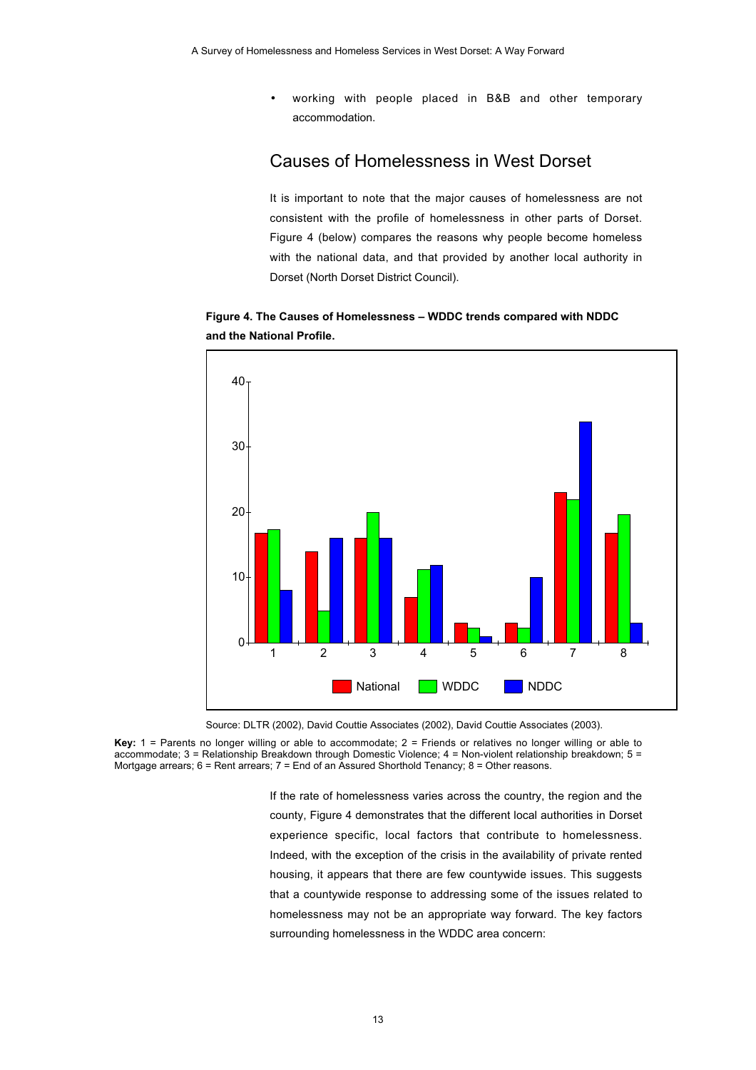- working with people placed in B&B and other temporary accommodation.

## Causes of Homelessness in West Dorset

It is important to note that the major causes of homelessness are not consistent with the profile of homelessness in other parts of Dorset. Figure 4 (below) compares the reasons why people become homeless with the national data, and that provided by another local authority in Dorset (North Dorset District Council).

**Figure 4. The Causes of Homelessness – WDDC trends compared with NDDC and the National Profile.**

Source: DLTR (2002), David Couttie Associates (2002), David Couttie Associates (2003).

**Key:** 1 = Parents no longer willing or able to accommodate; 2 = Friends or relatives no longer willing or able to accommodate; 3 = Relationship Breakdown through Domestic Violence; 4 = Non-violent relationship breakdown; 5 = Mortgage arrears; 6 = Rent arrears; 7 = End of an Assured Shorthold Tenancy; 8 = Other reasons.

If the rate of homelessness varies across the country, the region and the county, Figure 4 demonstrates that the different local authorities in Dorset experience specific, local factors that contribute to homelessness. Indeed, with the exception of the crisis in the availability of private rented housing, it appears that there are few countywide issues. This suggests that a countywide response to addressing some of the issues related to homelessness may not be an appropriate way forward. The key factors surrounding homelessness in the WDDC area concern: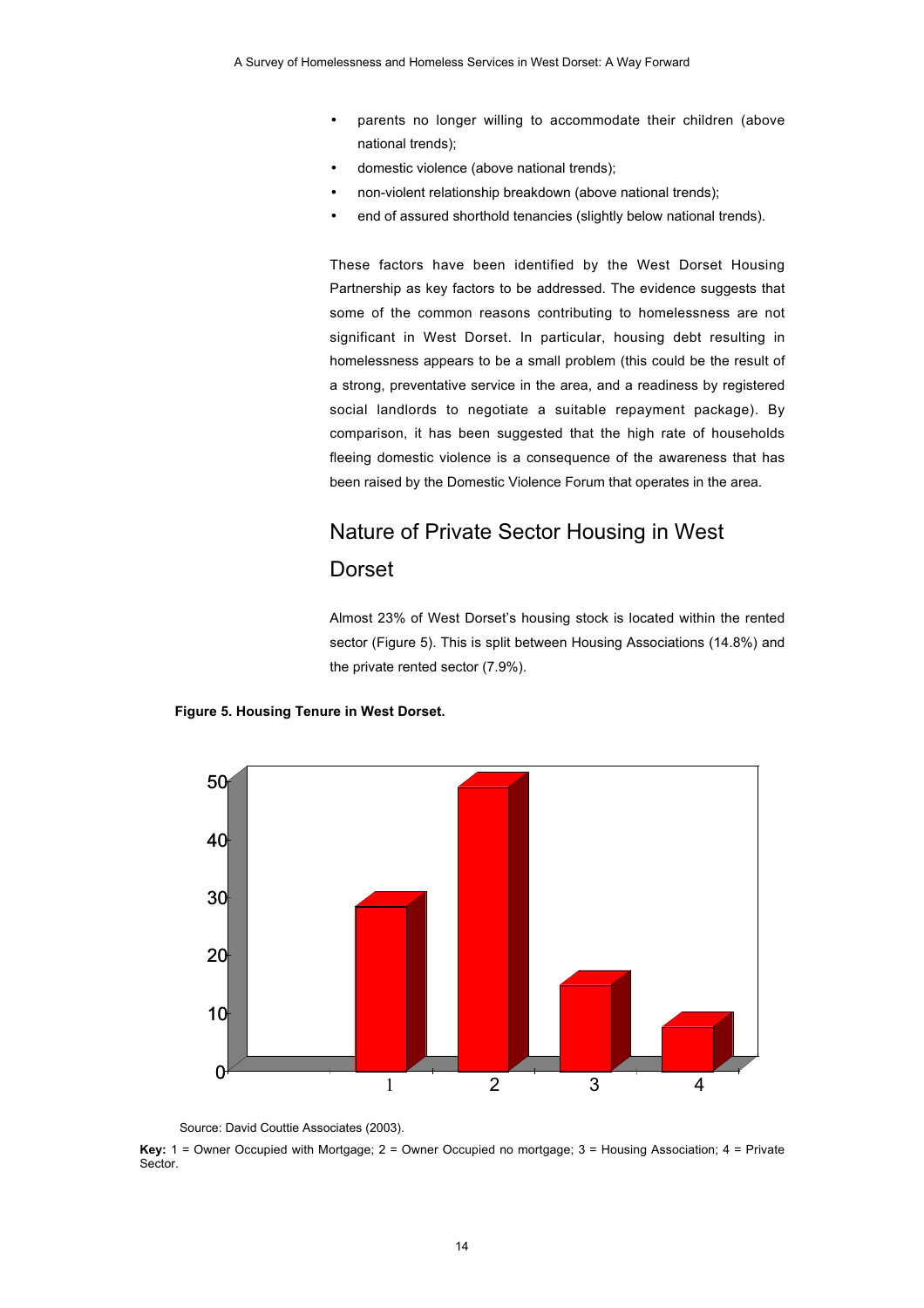- parents no longer willing to accommodate their children (above national trends);
- domestic violence (above national trends);
- non-violent relationship breakdown (above national trends);
- end of assured shorthold tenancies (slightly below national trends).

These factors have been identified by the West Dorset Housing Partnership as key factors to be addressed. The evidence suggests that some of the common reasons contributing to homelessness are not significant in West Dorset. In particular, housing debt resulting in homelessness appears to be a small problem (this could be the result of a strong, preventative service in the area, and a readiness by registered social landlords to negotiate a suitable repayment package). By comparison, it has been suggested that the high rate of households fleeing domestic violence is a consequence of the awareness that has been raised by the Domestic Violence Forum that operates in the area.

## Nature of Private Sector Housing in West Dorset

Almost 23% of West Dorset's housing stock is located within the rented sector (Figure 5). This is split between Housing Associations (14.8%) and the private rented sector (7.9%).

**Figure 5. Housing Tenure in West Dorset.**

Source: David Couttie Associates (2003).

**Key:** 1 = Owner Occupied with Mortgage; 2 = Owner Occupied no mortgage; 3 = Housing Association; 4 = Private Sector.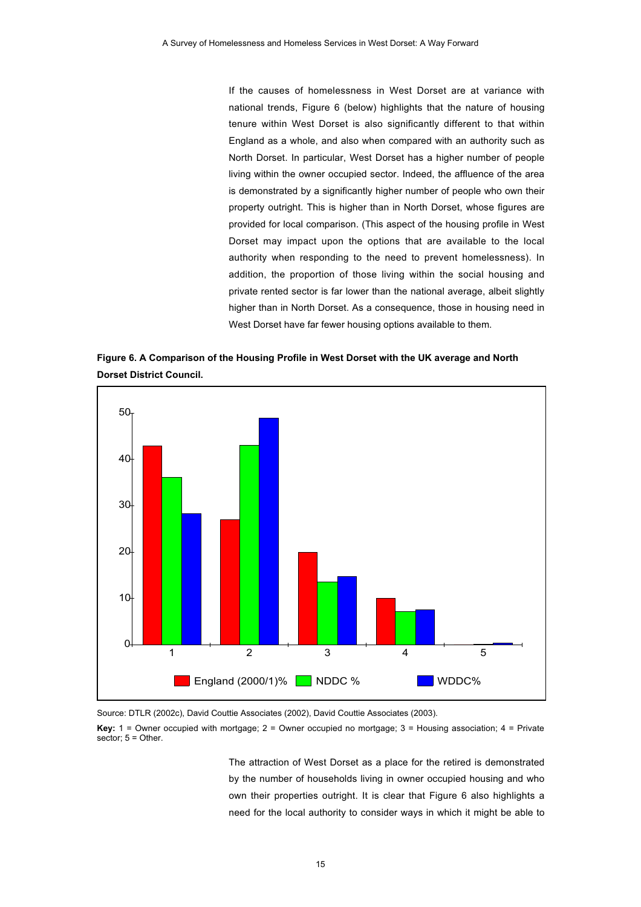If the causes of homelessness in West Dorset are at variance with national trends, Figure 6 (below) highlights that the nature of housing tenure within West Dorset is also significantly different to that within England as a whole, and also when compared with an authority such as North Dorset. In particular, West Dorset has a higher number of people living within the owner occupied sector. Indeed, the affluence of the area is demonstrated by a significantly higher number of people who own their property outright. This is higher than in North Dorset, whose figures are provided for local comparison. (This aspect of the housing profile in West Dorset may impact upon the options that are available to the local authority when responding to the need to prevent homelessness). In addition, the proportion of those living within the social housing and private rented sector is far lower than the national average, albeit slightly higher than in North Dorset. As a consequence, those in housing need in West Dorset have far fewer housing options available to them.

**Figure 6. A Comparison of the Housing Profile in West Dorset with the UK average and North Dorset District Council.**

Source: DTLR (2002c), David Couttie Associates (2002), David Couttie Associates (2003).

**Key:** 1 = Owner occupied with mortgage; 2 = Owner occupied no mortgage; 3 = Housing association; 4 = Private sector; 5 = Other.

The attraction of West Dorset as a place for the retired is demonstrated by the number of households living in owner occupied housing and who own their properties outright. It is clear that Figure 6 also highlights a need for the local authority to consider ways in which it might be able to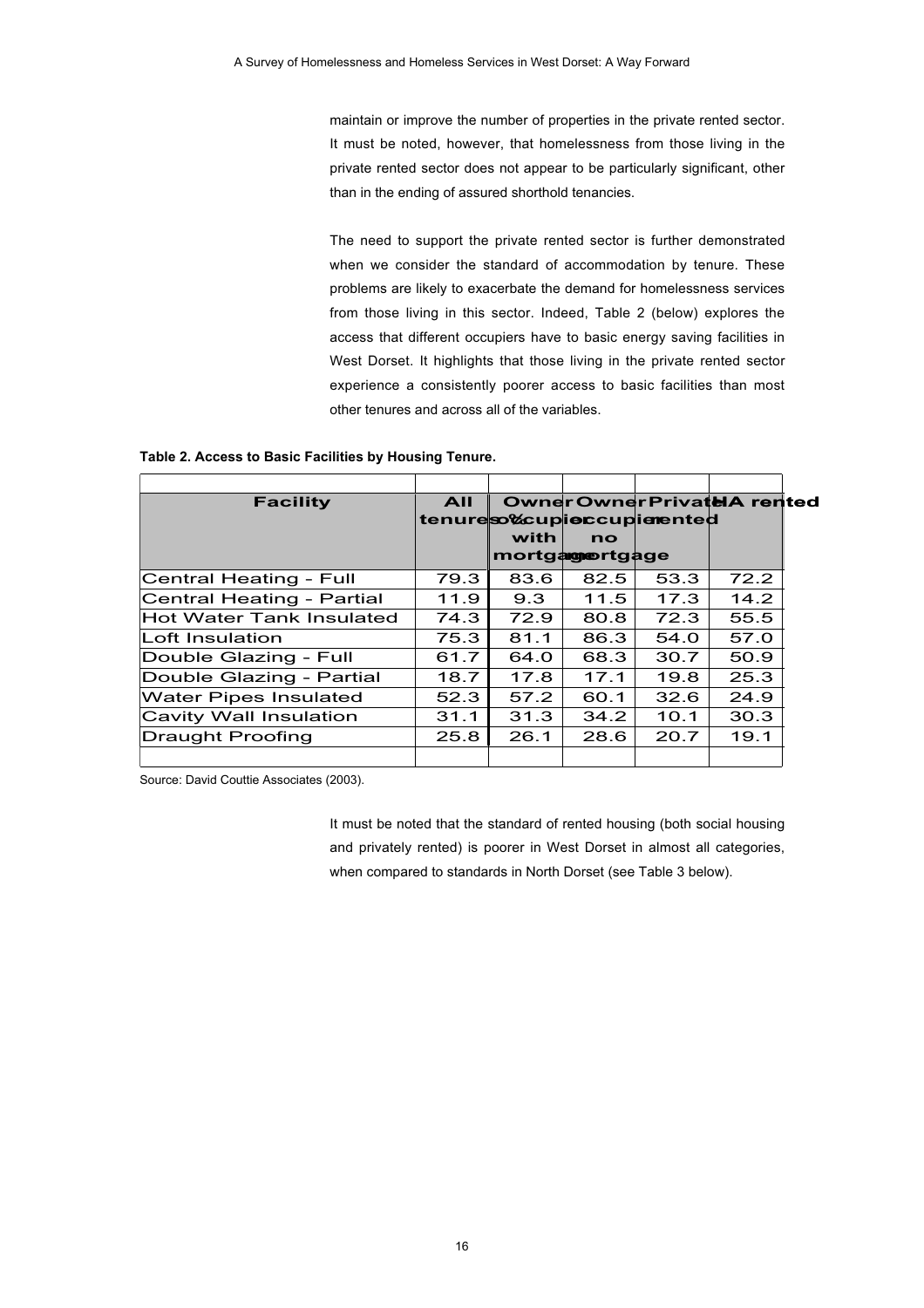maintain or improve the number of properties in the private rented sector. It must be noted, however, that homelessness from those living in the private rented sector does not appear to be particularly significant, other than in the ending of assured shorthold tenancies.

The need to support the private rented sector is further demonstrated when we consider the standard of accommodation by tenure. These problems are likely to exacerbate the demand for homelessness services from those living in this sector. Indeed, Table 2 (below) explores the access that different occupiers have to basic energy saving facilities in West Dorset. It highlights that those living in the private rented sector experience a consistently poorer access to basic facilities than most other tenures and across all of the variables.

**Table 2. Access to Basic Facilities by Housing Tenure.**

| Facility | All tenures % | Owner occupier with mortgage | Owner occupier no mortgage | Private rented | HA rented |
|---|---|---|---|---|---|
| Central Heating - Full | 79.3 | 83.6 | 82.5 | 53.3 | 72.2 |
| Central Heating - Partial | 11.9 | 9.3 | 11.5 | 17.3 | 14.2 |
| Hot Water Tank Insulated | 74.3 | 72.9 | 80.8 | 72.3 | 55.5 |
| Loft Insulation | 75.3 | 81.1 | 86.3 | 54.0 | 57.0 |
| Double Glazing - Full | 61.7 | 64.0 | 68.3 | 30.7 | 50.9 |
| Double Glazing - Partial | 18.7 | 17.8 | 17.1 | 19.8 | 25.3 |
| Water Pipes Insulated | 52.3 | 57.2 | 60.1 | 32.6 | 24.9 |
| Cavity Wall Insulation | 31.1 | 31.3 | 34.2 | 10.1 | 30.3 |
| Draught Proofing | 25.8 | 26.1 | 28.6 | 20.7 | 19.1 |

Source: David Couttie Associates (2003).

It must be noted that the standard of rented housing (both social housing and privately rented) is poorer in West Dorset in almost all categories, when compared to standards in North Dorset (see Table 3 below).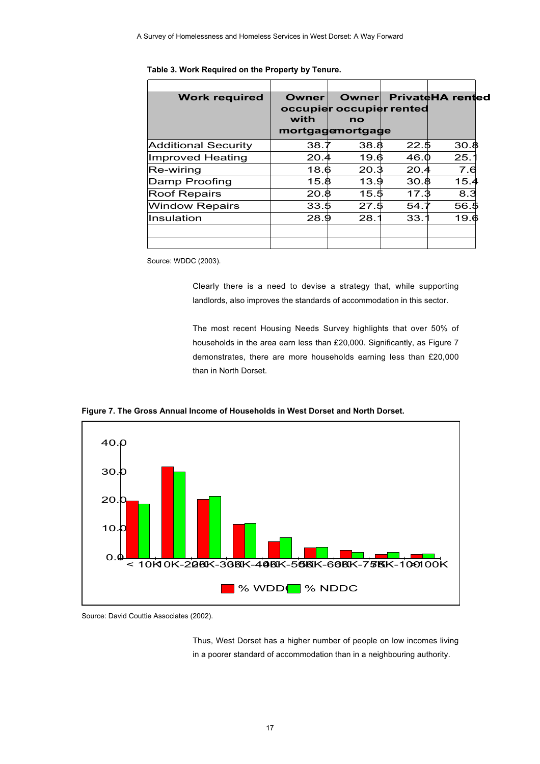**Table 3. Work Required on the Property by Tenure.**

| Work required | Owner occupier with mortgage | Owner occupier no mortgage | Private rented | HA rented |
|---|---|---|---|---|
| Additional Security | 38.7 | 38.8 | 22.5 | 30.8 |
| Improved Heating | 20.4 | 19.6 | 46.0 | 25.1 |
| Re-wiring | 18.6 | 20.3 | 20.4 | 7.6 |
| Damp Proofing | 15.8 | 13.9 | 30.8 | 15.4 |
| Roof Repairs | 20.8 | 15.5 | 17.3 | 8.3 |
| Window Repairs | 33.5 | 27.5 | 54.7 | 56.5 |
| Insulation | 28.9 | 28.1 | 33.1 | 19.6 |

Source: WDDC (2003).

Clearly there is a need to devise a strategy that, while supporting landlords, also improves the standards of accommodation in this sector.

The most recent Housing Needs Survey highlights that over 50% of households in the area earn less than £20,000. Significantly, as Figure 7 demonstrates, there are more households earning less than £20,000 than in North Dorset.

**Figure 7. The Gross Annual Income of Households in West Dorset and North Dorset.**

Source: David Couttie Associates (2002).

Thus, West Dorset has a higher number of people on low incomes living in a poorer standard of accommodation than in a neighbouring authority.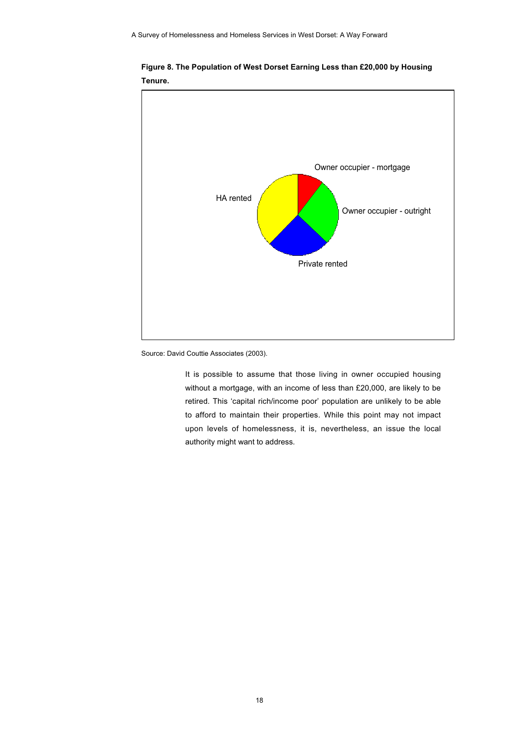**Figure 8. The Population of West Dorset Earning Less than £20,000 by Housing Tenure.**

Owner occupier - mortgage

HA rented

Owner occupier - outright

Private rented

Source: David Couttie Associates (2003).

It is possible to assume that those living in owner occupied housing without a mortgage, with an income of less than £20,000, are likely to be retired. This 'capital rich/income poor' population are unlikely to be able to afford to maintain their properties. While this point may not impact upon levels of homelessness, it is, nevertheless, an issue the local authority might want to address.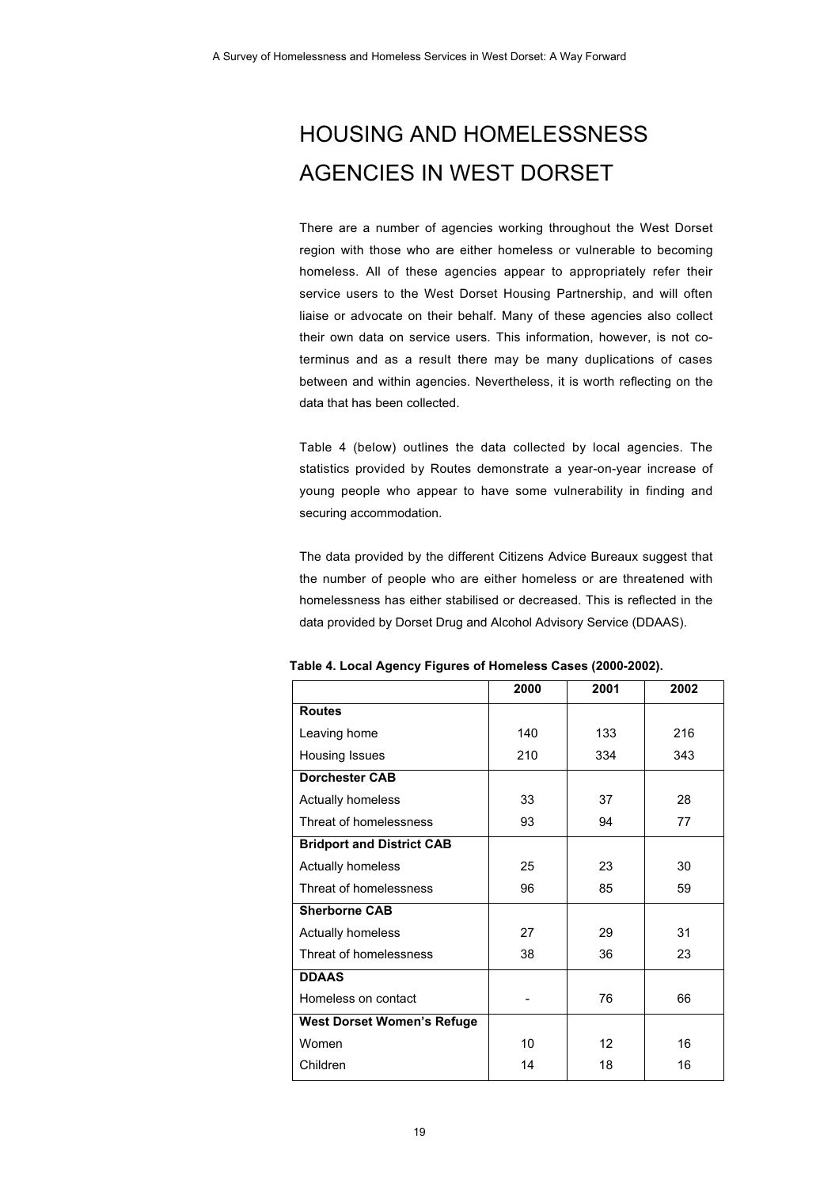# HOUSING AND HOMELESSNESS AGENCIES IN WEST DORSET

There are a number of agencies working throughout the West Dorset region with those who are either homeless or vulnerable to becoming homeless. All of these agencies appear to appropriately refer their service users to the West Dorset Housing Partnership, and will often liaise or advocate on their behalf. Many of these agencies also collect their own data on service users. This information, however, is not co-terminus and as a result there may be many duplications of cases between and within agencies. Nevertheless, it is worth reflecting on the data that has been collected.

Table 4 (below) outlines the data collected by local agencies. The statistics provided by Routes demonstrate a year-on-year increase of young people who appear to have some vulnerability in finding and securing accommodation.

The data provided by the different Citizens Advice Bureaux suggest that the number of people who are either homeless or are threatened with homelessness has either stabilised or decreased. This is reflected in the data provided by Dorset Drug and Alcohol Advisory Service (DDAAS).

**Table 4. Local Agency Figures of Homeless Cases (2000-2002).**

| | 2000 | 2001 | 2002 |
|---|---|---|---|
| **Routes** | | | |
| Leaving home | 140 | 133 | 216 |
| Housing Issues | 210 | 334 | 343 |
| **Dorchester CAB** | | | |
| Actually homeless | 33 | 37 | 28 |
| Threat of homelessness | 93 | 94 | 77 |
| **Bridport and District CAB** | | | |
| Actually homeless | 25 | 23 | 30 |
| Threat of homelessness | 96 | 85 | 59 |
| **Sherborne CAB** | | | |
| Actually homeless | 27 | 29 | 31 |
| Threat of homelessness | 38 | 36 | 23 |
| **DDAAS** | | | |
| Homeless on contact | - | 76 | 66 |
| **West Dorset Women's Refuge** | | | |
| Women | 10 | 12 | 16 |
| Children | 14 | 18 | 16 |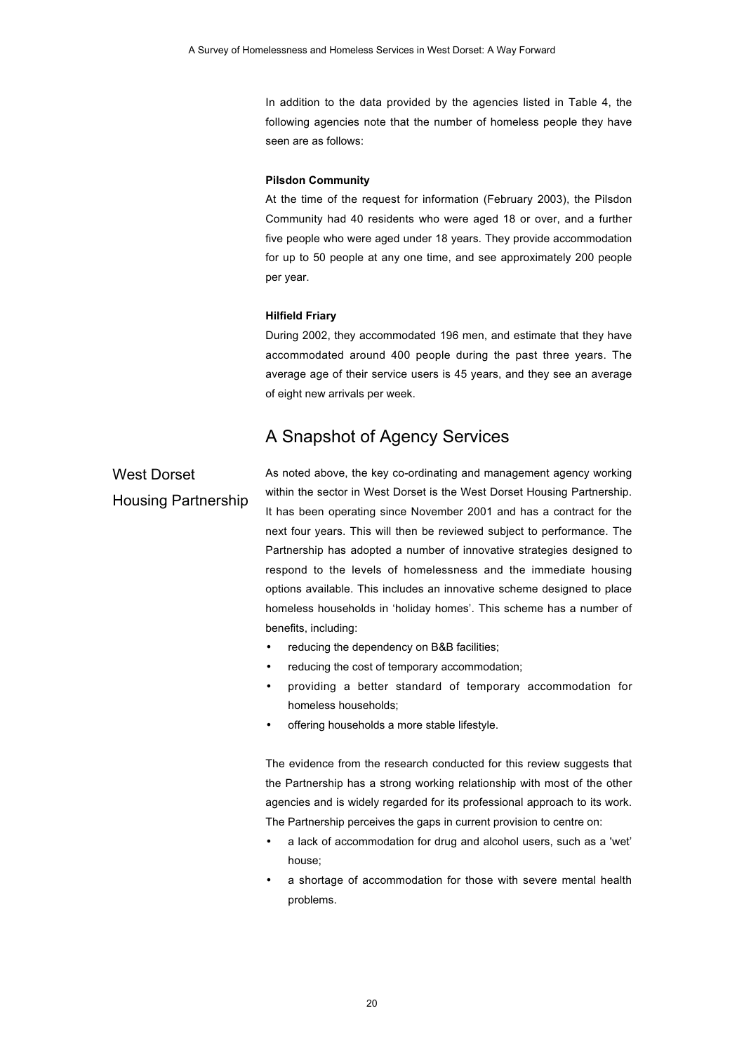In addition to the data provided by the agencies listed in Table 4, the following agencies note that the number of homeless people they have seen are as follows:

**Pilsdon Community**

At the time of the request for information (February 2003), the Pilsdon Community had 40 residents who were aged 18 or over, and a further five people who were aged under 18 years. They provide accommodation for up to 50 people at any one time, and see approximately 200 people per year.

**Hilfield Friary**

During 2002, they accommodated 196 men, and estimate that they have accommodated around 400 people during the past three years. The average age of their service users is 45 years, and they see an average of eight new arrivals per week.

## A Snapshot of Agency Services

### West Dorset Housing Partnership

As noted above, the key co-ordinating and management agency working within the sector in West Dorset is the West Dorset Housing Partnership. It has been operating since November 2001 and has a contract for the next four years. This will then be reviewed subject to performance. The Partnership has adopted a number of innovative strategies designed to respond to the levels of homelessness and the immediate housing options available. This includes an innovative scheme designed to place homeless households in 'holiday homes'. This scheme has a number of benefits, including:

- reducing the dependency on B&B facilities;
- reducing the cost of temporary accommodation;
- providing a better standard of temporary accommodation for homeless households;
- offering households a more stable lifestyle.

The evidence from the research conducted for this review suggests that the Partnership has a strong working relationship with most of the other agencies and is widely regarded for its professional approach to its work. The Partnership perceives the gaps in current provision to centre on:

- a lack of accommodation for drug and alcohol users, such as a 'wet' house;
- a shortage of accommodation for those with severe mental health problems.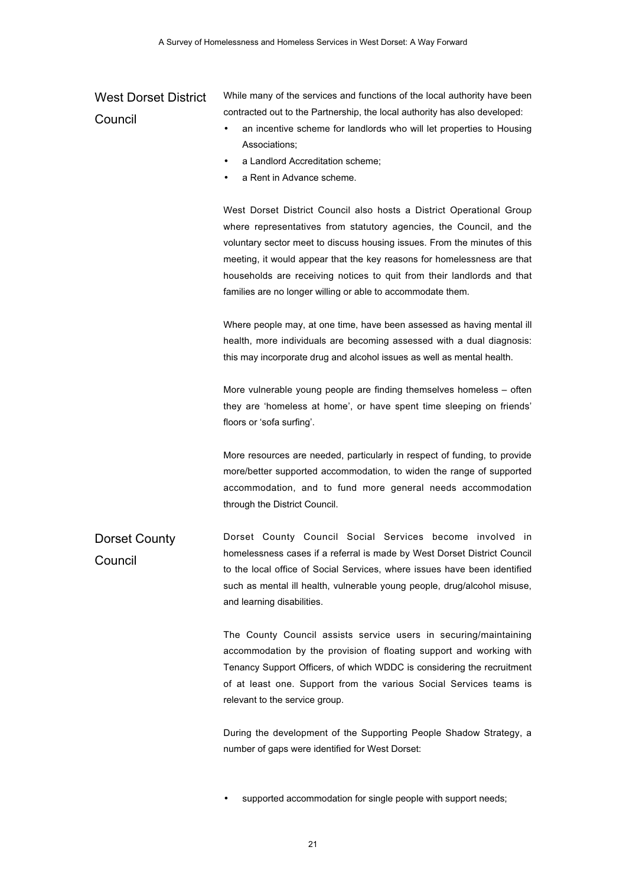## West Dorset District Council

While many of the services and functions of the local authority have been contracted out to the Partnership, the local authority has also developed:

- an incentive scheme for landlords who will let properties to Housing Associations;
- a Landlord Accreditation scheme;
- a Rent in Advance scheme.

West Dorset District Council also hosts a District Operational Group where representatives from statutory agencies, the Council, and the voluntary sector meet to discuss housing issues. From the minutes of this meeting, it would appear that the key reasons for homelessness are that households are receiving notices to quit from their landlords and that families are no longer willing or able to accommodate them.

Where people may, at one time, have been assessed as having mental ill health, more individuals are becoming assessed with a dual diagnosis: this may incorporate drug and alcohol issues as well as mental health.

More vulnerable young people are finding themselves homeless – often they are 'homeless at home', or have spent time sleeping on friends' floors or 'sofa surfing'.

More resources are needed, particularly in respect of funding, to provide more/better supported accommodation, to widen the range of supported accommodation, and to fund more general needs accommodation through the District Council.

## Dorset County Council

Dorset County Council Social Services become involved in homelessness cases if a referral is made by West Dorset District Council to the local office of Social Services, where issues have been identified such as mental ill health, vulnerable young people, drug/alcohol misuse, and learning disabilities.

The County Council assists service users in securing/maintaining accommodation by the provision of floating support and working with Tenancy Support Officers, of which WDDC is considering the recruitment of at least one. Support from the various Social Services teams is relevant to the service group.

During the development of the Supporting People Shadow Strategy, a number of gaps were identified for West Dorset:

- supported accommodation for single people with support needs;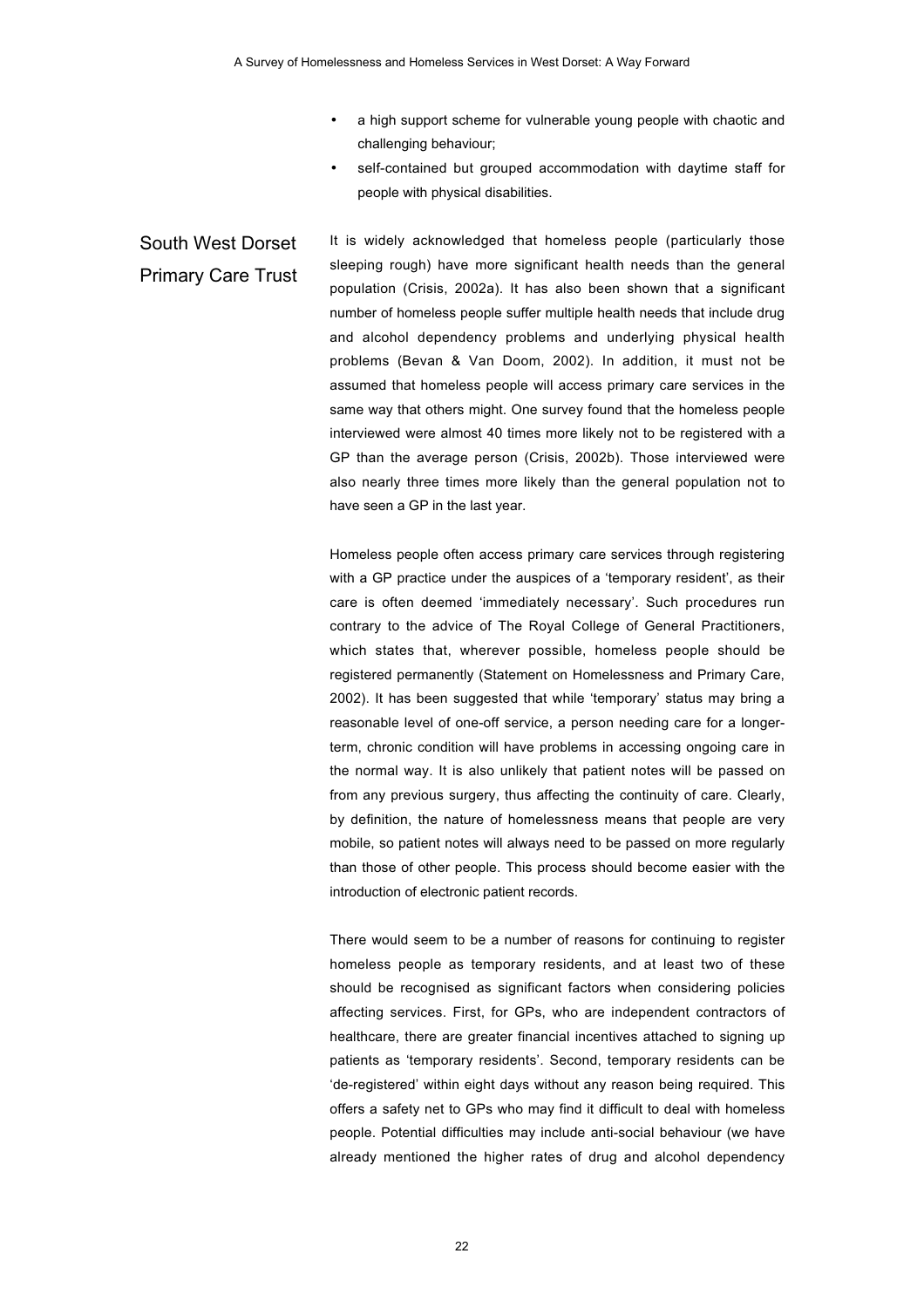- a high support scheme for vulnerable young people with chaotic and challenging behaviour;
- self-contained but grouped accommodation with daytime staff for people with physical disabilities.

## South West Dorset Primary Care Trust

It is widely acknowledged that homeless people (particularly those sleeping rough) have more significant health needs than the general population (Crisis, 2002a). It has also been shown that a significant number of homeless people suffer multiple health needs that include drug and alcohol dependency problems and underlying physical health problems (Bevan & Van Doom, 2002). In addition, it must not be assumed that homeless people will access primary care services in the same way that others might. One survey found that the homeless people interviewed were almost 40 times more likely not to be registered with a GP than the average person (Crisis, 2002b). Those interviewed were also nearly three times more likely than the general population not to have seen a GP in the last year.

Homeless people often access primary care services through registering with a GP practice under the auspices of a 'temporary resident', as their care is often deemed 'immediately necessary'. Such procedures run contrary to the advice of The Royal College of General Practitioners, which states that, wherever possible, homeless people should be registered permanently (Statement on Homelessness and Primary Care, 2002). It has been suggested that while 'temporary' status may bring a reasonable level of one-off service, a person needing care for a longer-term, chronic condition will have problems in accessing ongoing care in the normal way. It is also unlikely that patient notes will be passed on from any previous surgery, thus affecting the continuity of care. Clearly, by definition, the nature of homelessness means that people are very mobile, so patient notes will always need to be passed on more regularly than those of other people. This process should become easier with the introduction of electronic patient records.

There would seem to be a number of reasons for continuing to register homeless people as temporary residents, and at least two of these should be recognised as significant factors when considering policies affecting services. First, for GPs, who are independent contractors of healthcare, there are greater financial incentives attached to signing up patients as 'temporary residents'. Second, temporary residents can be 'de-registered' within eight days without any reason being required. This offers a safety net to GPs who may find it difficult to deal with homeless people. Potential difficulties may include anti-social behaviour (we have already mentioned the higher rates of drug and alcohol dependency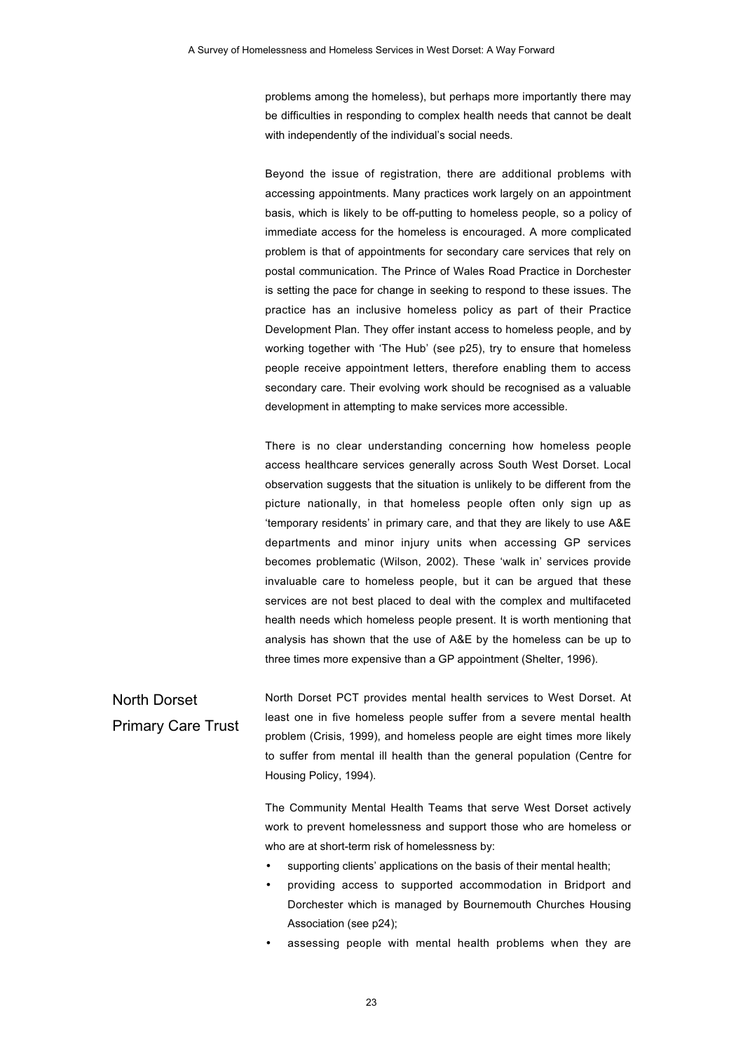problems among the homeless), but perhaps more importantly there may be difficulties in responding to complex health needs that cannot be dealt with independently of the individual's social needs.

Beyond the issue of registration, there are additional problems with accessing appointments. Many practices work largely on an appointment basis, which is likely to be off-putting to homeless people, so a policy of immediate access for the homeless is encouraged. A more complicated problem is that of appointments for secondary care services that rely on postal communication. The Prince of Wales Road Practice in Dorchester is setting the pace for change in seeking to respond to these issues. The practice has an inclusive homeless policy as part of their Practice Development Plan. They offer instant access to homeless people, and by working together with 'The Hub' (see p25), try to ensure that homeless people receive appointment letters, therefore enabling them to access secondary care. Their evolving work should be recognised as a valuable development in attempting to make services more accessible.

There is no clear understanding concerning how homeless people access healthcare services generally across South West Dorset. Local observation suggests that the situation is unlikely to be different from the picture nationally, in that homeless people often only sign up as 'temporary residents' in primary care, and that they are likely to use A&E departments and minor injury units when accessing GP services becomes problematic (Wilson, 2002). These 'walk in' services provide invaluable care to homeless people, but it can be argued that these services are not best placed to deal with the complex and multifaceted health needs which homeless people present. It is worth mentioning that analysis has shown that the use of A&E by the homeless can be up to three times more expensive than a GP appointment (Shelter, 1996).

## North Dorset Primary Care Trust

North Dorset PCT provides mental health services to West Dorset. At least one in five homeless people suffer from a severe mental health problem (Crisis, 1999), and homeless people are eight times more likely to suffer from mental ill health than the general population (Centre for Housing Policy, 1994).

The Community Mental Health Teams that serve West Dorset actively work to prevent homelessness and support those who are homeless or who are at short-term risk of homelessness by:

- supporting clients' applications on the basis of their mental health;
- providing access to supported accommodation in Bridport and Dorchester which is managed by Bournemouth Churches Housing Association (see p24);
- assessing people with mental health problems when they are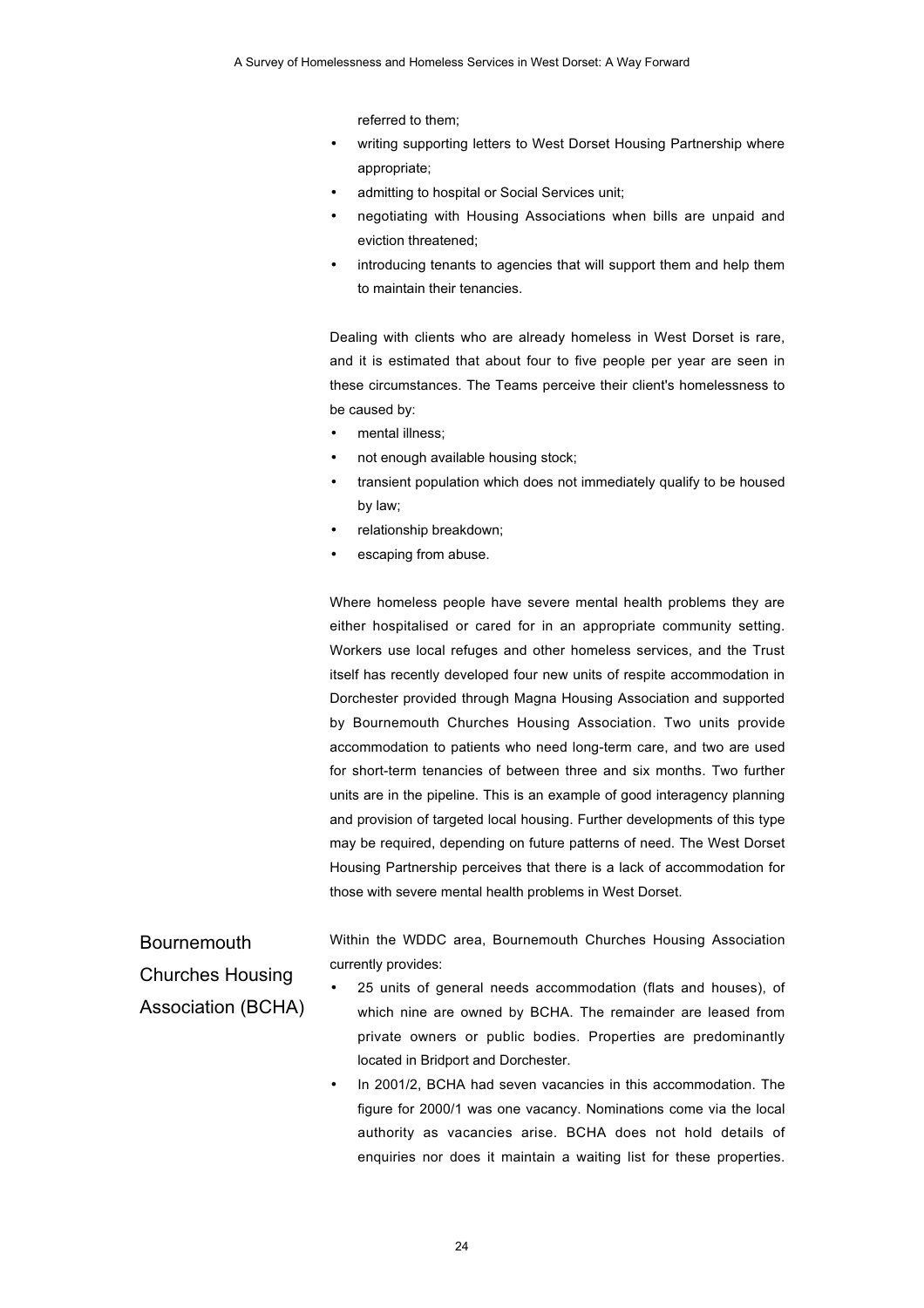referred to them;

- writing supporting letters to West Dorset Housing Partnership where appropriate;
- admitting to hospital or Social Services unit;
- negotiating with Housing Associations when bills are unpaid and eviction threatened;
- introducing tenants to agencies that will support them and help them to maintain their tenancies.

Dealing with clients who are already homeless in West Dorset is rare, and it is estimated that about four to five people per year are seen in these circumstances. The Teams perceive their client's homelessness to be caused by:

- mental illness;
- not enough available housing stock;
- transient population which does not immediately qualify to be housed by law;
- relationship breakdown;
- escaping from abuse.

Where homeless people have severe mental health problems they are either hospitalised or cared for in an appropriate community setting. Workers use local refuges and other homeless services, and the Trust itself has recently developed four new units of respite accommodation in Dorchester provided through Magna Housing Association and supported by Bournemouth Churches Housing Association. Two units provide accommodation to patients who need long-term care, and two are used for short-term tenancies of between three and six months. Two further units are in the pipeline. This is an example of good interagency planning and provision of targeted local housing. Further developments of this type may be required, depending on future patterns of need. The West Dorset Housing Partnership perceives that there is a lack of accommodation for those with severe mental health problems in West Dorset.

## Bournemouth Churches Housing Association (BCHA)

Within the WDDC area, Bournemouth Churches Housing Association currently provides:

- 25 units of general needs accommodation (flats and houses), of which nine are owned by BCHA. The remainder are leased from private owners or public bodies. Properties are predominantly located in Bridport and Dorchester.
- In 2001/2, BCHA had seven vacancies in this accommodation. The figure for 2000/1 was one vacancy. Nominations come via the local authority as vacancies arise. BCHA does not hold details of enquiries nor does it maintain a waiting list for these properties.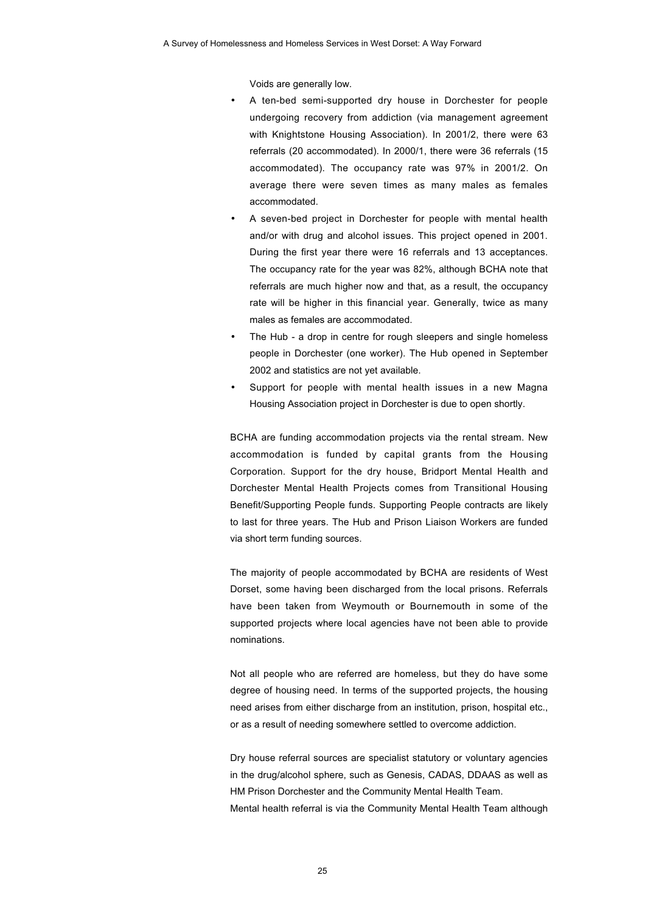Voids are generally low.

- A ten-bed semi-supported dry house in Dorchester for people undergoing recovery from addiction (via management agreement with Knightstone Housing Association). In 2001/2, there were 63 referrals (20 accommodated). In 2000/1, there were 36 referrals (15 accommodated). The occupancy rate was 97% in 2001/2. On average there were seven times as many males as females accommodated.
- A seven-bed project in Dorchester for people with mental health and/or with drug and alcohol issues. This project opened in 2001. During the first year there were 16 referrals and 13 acceptances. The occupancy rate for the year was 82%, although BCHA note that referrals are much higher now and that, as a result, the occupancy rate will be higher in this financial year. Generally, twice as many males as females are accommodated.
- The Hub - a drop in centre for rough sleepers and single homeless people in Dorchester (one worker). The Hub opened in September 2002 and statistics are not yet available.
- Support for people with mental health issues in a new Magna Housing Association project in Dorchester is due to open shortly.

BCHA are funding accommodation projects via the rental stream. New accommodation is funded by capital grants from the Housing Corporation. Support for the dry house, Bridport Mental Health and Dorchester Mental Health Projects comes from Transitional Housing Benefit/Supporting People funds. Supporting People contracts are likely to last for three years. The Hub and Prison Liaison Workers are funded via short term funding sources.

The majority of people accommodated by BCHA are residents of West Dorset, some having been discharged from the local prisons. Referrals have been taken from Weymouth or Bournemouth in some of the supported projects where local agencies have not been able to provide nominations.

Not all people who are referred are homeless, but they do have some degree of housing need. In terms of the supported projects, the housing need arises from either discharge from an institution, prison, hospital etc., or as a result of needing somewhere settled to overcome addiction.

Dry house referral sources are specialist statutory or voluntary agencies in the drug/alcohol sphere, such as Genesis, CADAS, DDAAS as well as HM Prison Dorchester and the Community Mental Health Team.
Mental health referral is via the Community Mental Health Team although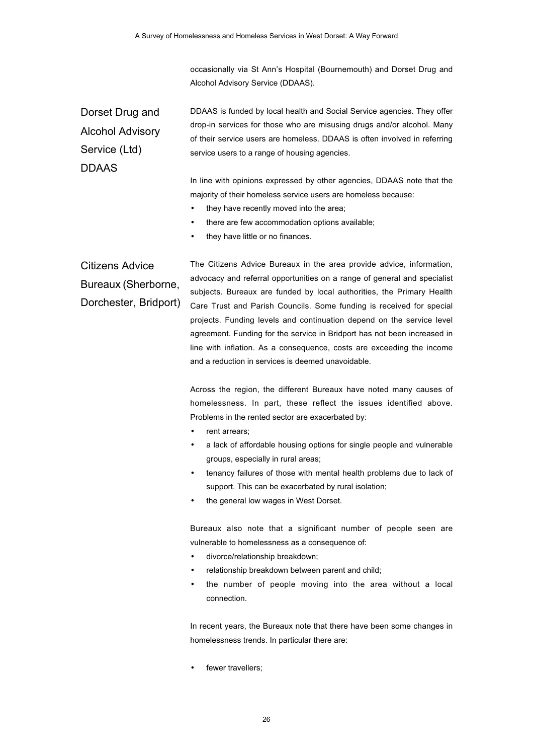occasionally via St Ann's Hospital (Bournemouth) and Dorset Drug and Alcohol Advisory Service (DDAAS).

## Dorset Drug and Alcohol Advisory Service (Ltd) DDAAS

DDAAS is funded by local health and Social Service agencies. They offer drop-in services for those who are misusing drugs and/or alcohol. Many of their service users are homeless. DDAAS is often involved in referring service users to a range of housing agencies.

In line with opinions expressed by other agencies, DDAAS note that the majority of their homeless service users are homeless because:

- they have recently moved into the area;
- there are few accommodation options available;
- they have little or no finances.

## Citizens Advice Bureaux (Sherborne, Dorchester, Bridport)

The Citizens Advice Bureaux in the area provide advice, information, advocacy and referral opportunities on a range of general and specialist subjects. Bureaux are funded by local authorities, the Primary Health Care Trust and Parish Councils. Some funding is received for special projects. Funding levels and continuation depend on the service level agreement. Funding for the service in Bridport has not been increased in line with inflation. As a consequence, costs are exceeding the income and a reduction in services is deemed unavoidable.

Across the region, the different Bureaux have noted many causes of homelessness. In part, these reflect the issues identified above. Problems in the rented sector are exacerbated by:

- rent arrears;
- a lack of affordable housing options for single people and vulnerable groups, especially in rural areas;
- tenancy failures of those with mental health problems due to lack of support. This can be exacerbated by rural isolation;
- the general low wages in West Dorset.

Bureaux also note that a significant number of people seen are vulnerable to homelessness as a consequence of:

- divorce/relationship breakdown;
- relationship breakdown between parent and child;
- the number of people moving into the area without a local connection.

In recent years, the Bureaux note that there have been some changes in homelessness trends. In particular there are:

- fewer travellers;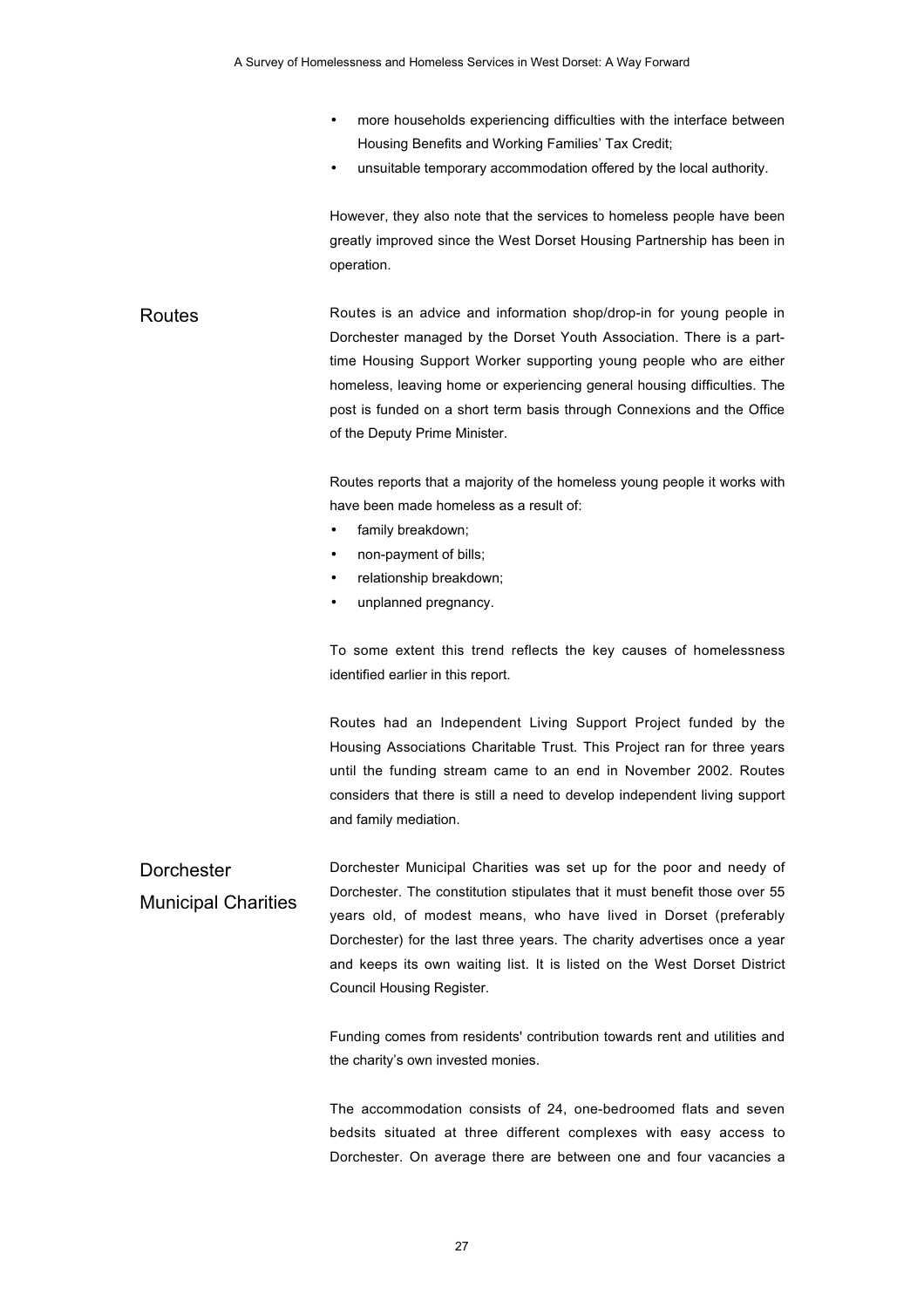- more households experiencing difficulties with the interface between Housing Benefits and Working Families' Tax Credit;
- unsuitable temporary accommodation offered by the local authority.

However, they also note that the services to homeless people have been greatly improved since the West Dorset Housing Partnership has been in operation.

## Routes

Routes is an advice and information shop/drop-in for young people in Dorchester managed by the Dorset Youth Association. There is a part-time Housing Support Worker supporting young people who are either homeless, leaving home or experiencing general housing difficulties. The post is funded on a short term basis through Connexions and the Office of the Deputy Prime Minister.

Routes reports that a majority of the homeless young people it works with have been made homeless as a result of:

- family breakdown;
- non-payment of bills;
- relationship breakdown;
- unplanned pregnancy.

To some extent this trend reflects the key causes of homelessness identified earlier in this report.

Routes had an Independent Living Support Project funded by the Housing Associations Charitable Trust. This Project ran for three years until the funding stream came to an end in November 2002. Routes considers that there is still a need to develop independent living support and family mediation.

## Dorchester Municipal Charities

Dorchester Municipal Charities was set up for the poor and needy of Dorchester. The constitution stipulates that it must benefit those over 55 years old, of modest means, who have lived in Dorset (preferably Dorchester) for the last three years. The charity advertises once a year and keeps its own waiting list. It is listed on the West Dorset District Council Housing Register.

Funding comes from residents' contribution towards rent and utilities and the charity's own invested monies.

The accommodation consists of 24, one-bedroomed flats and seven bedsits situated at three different complexes with easy access to Dorchester. On average there are between one and four vacancies a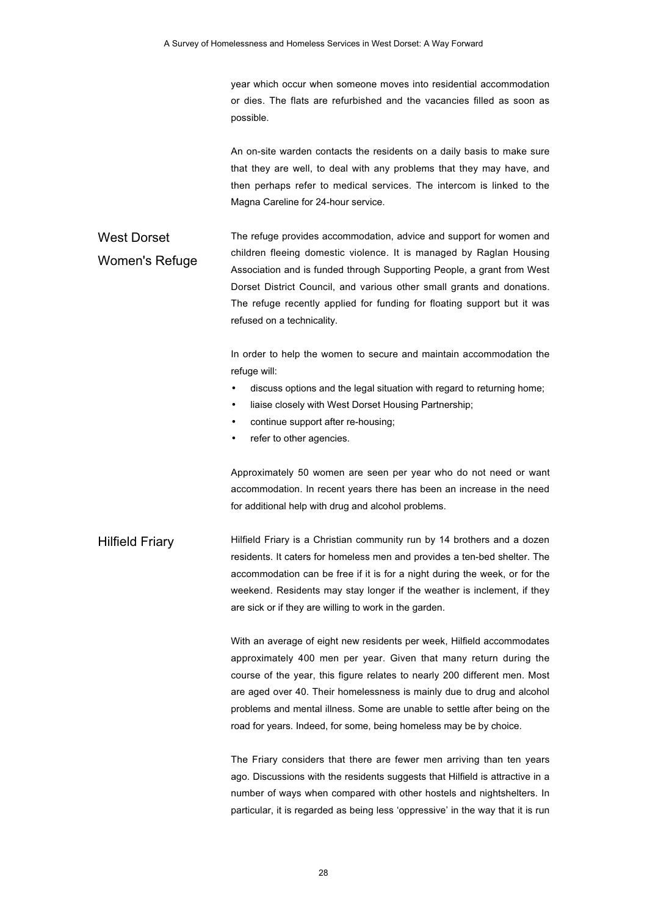year which occur when someone moves into residential accommodation or dies. The flats are refurbished and the vacancies filled as soon as possible.

An on-site warden contacts the residents on a daily basis to make sure that they are well, to deal with any problems that they may have, and then perhaps refer to medical services. The intercom is linked to the Magna Careline for 24-hour service.

## West Dorset Women's Refuge

The refuge provides accommodation, advice and support for women and children fleeing domestic violence. It is managed by Raglan Housing Association and is funded through Supporting People, a grant from West Dorset District Council, and various other small grants and donations. The refuge recently applied for funding for floating support but it was refused on a technicality.

In order to help the women to secure and maintain accommodation the refuge will:

- discuss options and the legal situation with regard to returning home;
- liaise closely with West Dorset Housing Partnership;
- continue support after re-housing;
- refer to other agencies.

Approximately 50 women are seen per year who do not need or want accommodation. In recent years there has been an increase in the need for additional help with drug and alcohol problems.

## Hilfield Friary

Hilfield Friary is a Christian community run by 14 brothers and a dozen residents. It caters for homeless men and provides a ten-bed shelter. The accommodation can be free if it is for a night during the week, or for the weekend. Residents may stay longer if the weather is inclement, if they are sick or if they are willing to work in the garden.

With an average of eight new residents per week, Hilfield accommodates approximately 400 men per year. Given that many return during the course of the year, this figure relates to nearly 200 different men. Most are aged over 40. Their homelessness is mainly due to drug and alcohol problems and mental illness. Some are unable to settle after being on the road for years. Indeed, for some, being homeless may be by choice.

The Friary considers that there are fewer men arriving than ten years ago. Discussions with the residents suggests that Hilfield is attractive in a number of ways when compared with other hostels and nightshelters. In particular, it is regarded as being less 'oppressive' in the way that it is run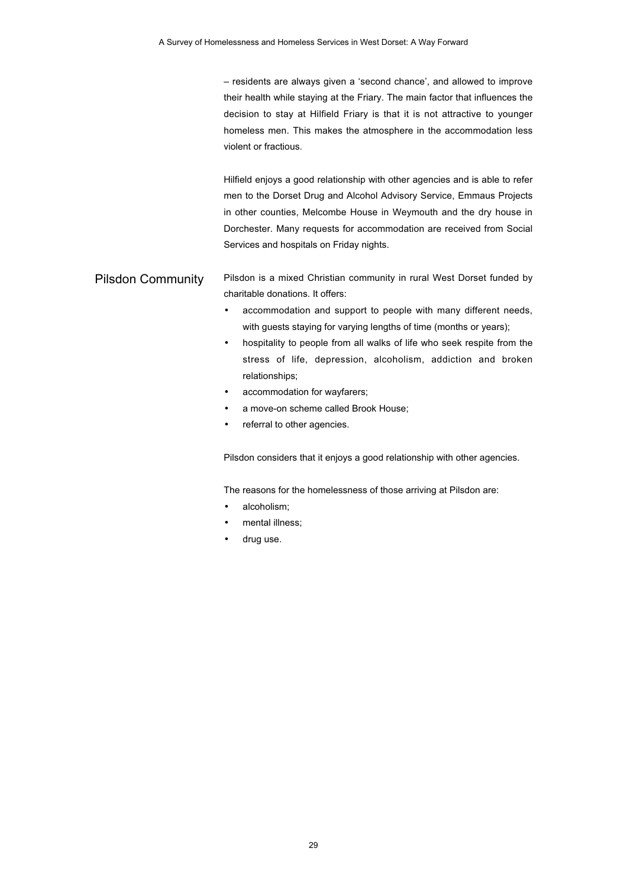– residents are always given a ‘second chance’, and allowed to improve their health while staying at the Friary. The main factor that influences the decision to stay at Hilfield Friary is that it is not attractive to younger homeless men. This makes the atmosphere in the accommodation less violent or fractious.

Hilfield enjoys a good relationship with other agencies and is able to refer men to the Dorset Drug and Alcohol Advisory Service, Emmaus Projects in other counties, Melcombe House in Weymouth and the dry house in Dorchester. Many requests for accommodation are received from Social Services and hospitals on Friday nights.

## Pilsdon Community

Pilsdon is a mixed Christian community in rural West Dorset funded by charitable donations. It offers:

- accommodation and support to people with many different needs, with guests staying for varying lengths of time (months or years);
- hospitality to people from all walks of life who seek respite from the stress of life, depression, alcoholism, addiction and broken relationships;
- accommodation for wayfarers;
- a move-on scheme called Brook House;
- referral to other agencies.

Pilsdon considers that it enjoys a good relationship with other agencies.

The reasons for the homelessness of those arriving at Pilsdon are:

- alcoholism;
- mental illness;
- drug use.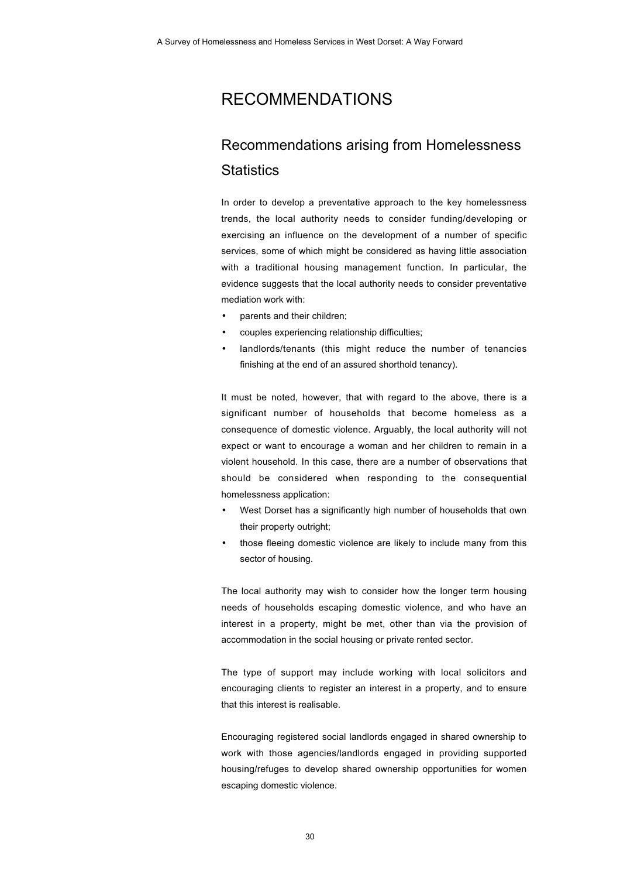# RECOMMENDATIONS

## Recommendations arising from Homelessness Statistics

In order to develop a preventative approach to the key homelessness trends, the local authority needs to consider funding/developing or exercising an influence on the development of a number of specific services, some of which might be considered as having little association with a traditional housing management function. In particular, the evidence suggests that the local authority needs to consider preventative mediation work with:

- parents and their children;
- couples experiencing relationship difficulties;
- landlords/tenants (this might reduce the number of tenancies finishing at the end of an assured shorthold tenancy).

It must be noted, however, that with regard to the above, there is a significant number of households that become homeless as a consequence of domestic violence. Arguably, the local authority will not expect or want to encourage a woman and her children to remain in a violent household. In this case, there are a number of observations that should be considered when responding to the consequential homelessness application:

- West Dorset has a significantly high number of households that own their property outright;
- those fleeing domestic violence are likely to include many from this sector of housing.

The local authority may wish to consider how the longer term housing needs of households escaping domestic violence, and who have an interest in a property, might be met, other than via the provision of accommodation in the social housing or private rented sector.

The type of support may include working with local solicitors and encouraging clients to register an interest in a property, and to ensure that this interest is realisable.

Encouraging registered social landlords engaged in shared ownership to work with those agencies/landlords engaged in providing supported housing/refuges to develop shared ownership opportunities for women escaping domestic violence.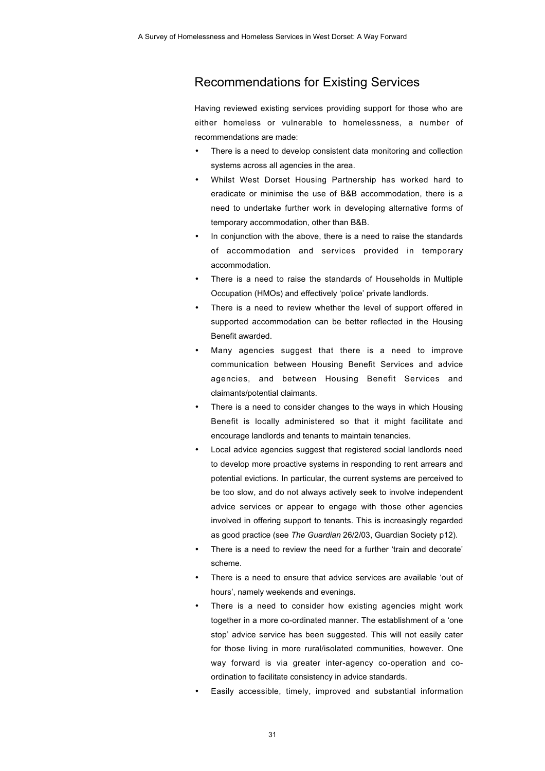## Recommendations for Existing Services

Having reviewed existing services providing support for those who are either homeless or vulnerable to homelessness, a number of recommendations are made:

- There is a need to develop consistent data monitoring and collection systems across all agencies in the area.
- Whilst West Dorset Housing Partnership has worked hard to eradicate or minimise the use of B&B accommodation, there is a need to undertake further work in developing alternative forms of temporary accommodation, other than B&B.
- In conjunction with the above, there is a need to raise the standards of accommodation and services provided in temporary accommodation.
- There is a need to raise the standards of Households in Multiple Occupation (HMOs) and effectively 'police' private landlords.
- There is a need to review whether the level of support offered in supported accommodation can be better reflected in the Housing Benefit awarded.
- Many agencies suggest that there is a need to improve communication between Housing Benefit Services and advice agencies, and between Housing Benefit Services and claimants/potential claimants.
- There is a need to consider changes to the ways in which Housing Benefit is locally administered so that it might facilitate and encourage landlords and tenants to maintain tenancies.
- Local advice agencies suggest that registered social landlords need to develop more proactive systems in responding to rent arrears and potential evictions. In particular, the current systems are perceived to be too slow, and do not always actively seek to involve independent advice services or appear to engage with those other agencies involved in offering support to tenants. This is increasingly regarded as good practice (see *The Guardian* 26/2/03, Guardian Society p12).
- There is a need to review the need for a further 'train and decorate' scheme.
- There is a need to ensure that advice services are available 'out of hours', namely weekends and evenings.
- There is a need to consider how existing agencies might work together in a more co-ordinated manner. The establishment of a 'one stop' advice service has been suggested. This will not easily cater for those living in more rural/isolated communities, however. One way forward is via greater inter-agency co-operation and co-ordination to facilitate consistency in advice standards.
- Easily accessible, timely, improved and substantial information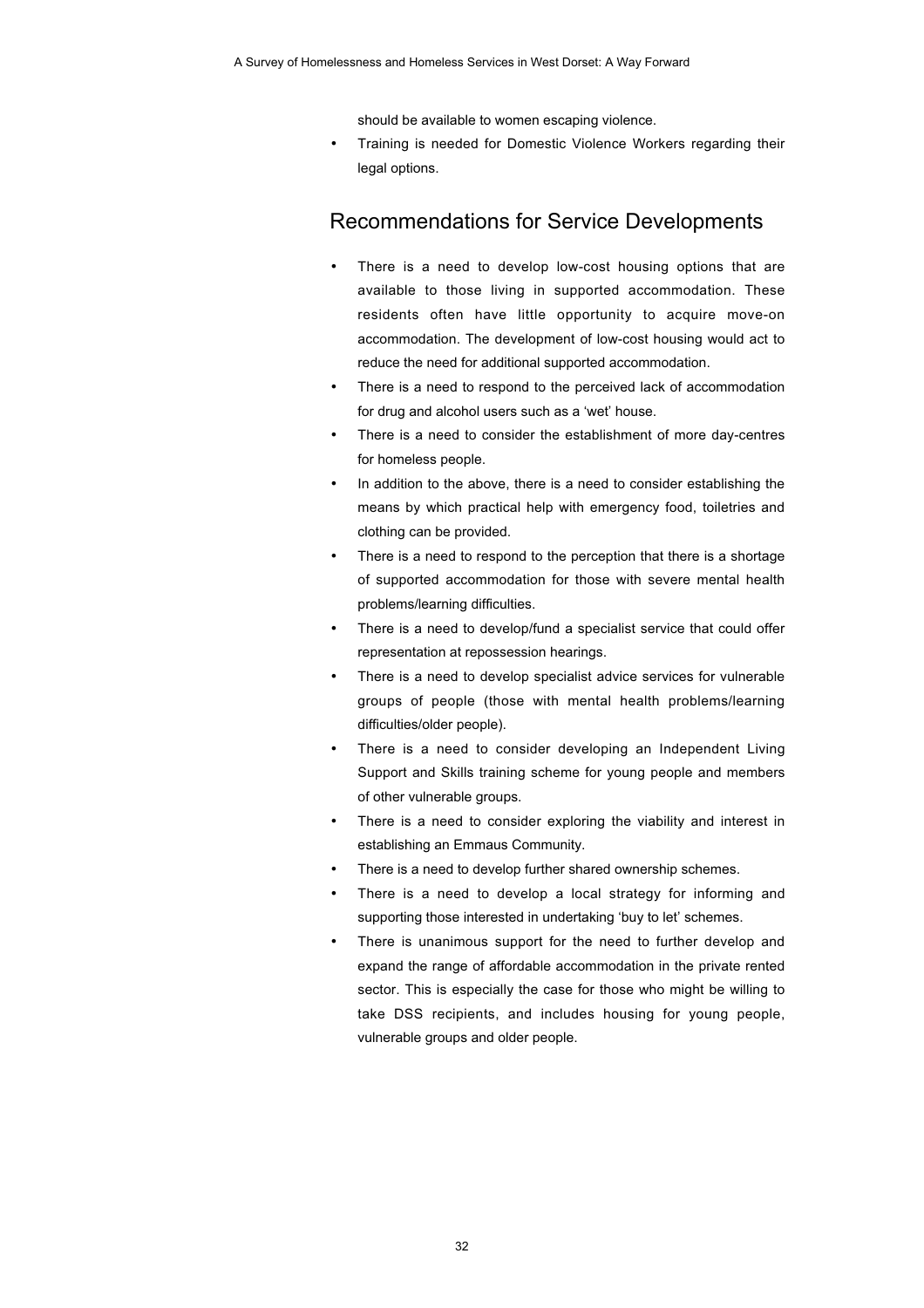should be available to women escaping violence.

- Training is needed for Domestic Violence Workers regarding their legal options.

## Recommendations for Service Developments

- There is a need to develop low-cost housing options that are available to those living in supported accommodation. These residents often have little opportunity to acquire move-on accommodation. The development of low-cost housing would act to reduce the need for additional supported accommodation.
- There is a need to respond to the perceived lack of accommodation for drug and alcohol users such as a 'wet' house.
- There is a need to consider the establishment of more day-centres for homeless people.
- In addition to the above, there is a need to consider establishing the means by which practical help with emergency food, toiletries and clothing can be provided.
- There is a need to respond to the perception that there is a shortage of supported accommodation for those with severe mental health problems/learning difficulties.
- There is a need to develop/fund a specialist service that could offer representation at repossession hearings.
- There is a need to develop specialist advice services for vulnerable groups of people (those with mental health problems/learning difficulties/older people).
- There is a need to consider developing an Independent Living Support and Skills training scheme for young people and members of other vulnerable groups.
- There is a need to consider exploring the viability and interest in establishing an Emmaus Community.
- There is a need to develop further shared ownership schemes.
- There is a need to develop a local strategy for informing and supporting those interested in undertaking 'buy to let' schemes.
- There is unanimous support for the need to further develop and expand the range of affordable accommodation in the private rented sector. This is especially the case for those who might be willing to take DSS recipients, and includes housing for young people, vulnerable groups and older people.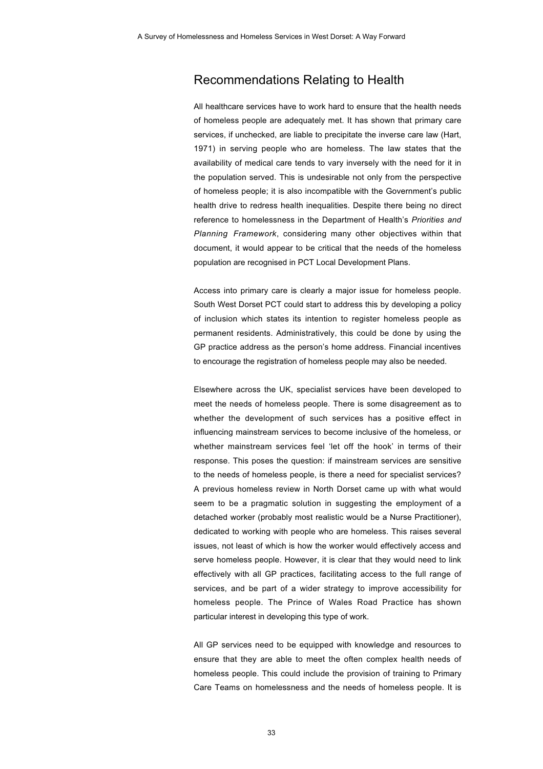## Recommendations Relating to Health

All healthcare services have to work hard to ensure that the health needs of homeless people are adequately met. It has shown that primary care services, if unchecked, are liable to precipitate the inverse care law (Hart, 1971) in serving people who are homeless. The law states that the availability of medical care tends to vary inversely with the need for it in the population served. This is undesirable not only from the perspective of homeless people; it is also incompatible with the Government's public health drive to redress health inequalities. Despite there being no direct reference to homelessness in the Department of Health's *Priorities and Planning Framework*, considering many other objectives within that document, it would appear to be critical that the needs of the homeless population are recognised in PCT Local Development Plans.

Access into primary care is clearly a major issue for homeless people. South West Dorset PCT could start to address this by developing a policy of inclusion which states its intention to register homeless people as permanent residents. Administratively, this could be done by using the GP practice address as the person's home address. Financial incentives to encourage the registration of homeless people may also be needed.

Elsewhere across the UK, specialist services have been developed to meet the needs of homeless people. There is some disagreement as to whether the development of such services has a positive effect in influencing mainstream services to become inclusive of the homeless, or whether mainstream services feel 'let off the hook' in terms of their response. This poses the question: if mainstream services are sensitive to the needs of homeless people, is there a need for specialist services? A previous homeless review in North Dorset came up with what would seem to be a pragmatic solution in suggesting the employment of a detached worker (probably most realistic would be a Nurse Practitioner), dedicated to working with people who are homeless. This raises several issues, not least of which is how the worker would effectively access and serve homeless people. However, it is clear that they would need to link effectively with all GP practices, facilitating access to the full range of services, and be part of a wider strategy to improve accessibility for homeless people. The Prince of Wales Road Practice has shown particular interest in developing this type of work.

All GP services need to be equipped with knowledge and resources to ensure that they are able to meet the often complex health needs of homeless people. This could include the provision of training to Primary Care Teams on homelessness and the needs of homeless people. It is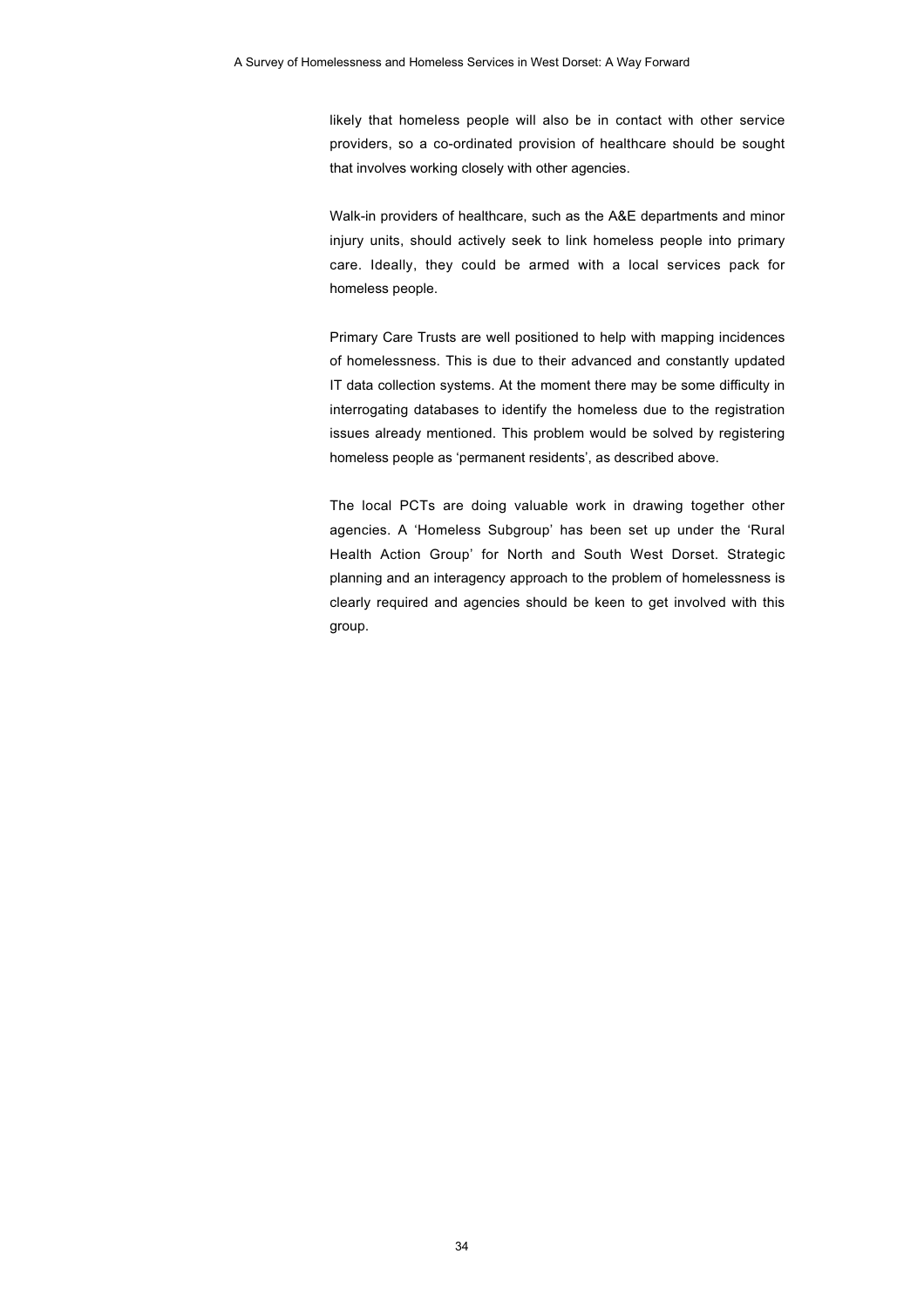likely that homeless people will also be in contact with other service providers, so a co-ordinated provision of healthcare should be sought that involves working closely with other agencies.

Walk-in providers of healthcare, such as the A&E departments and minor injury units, should actively seek to link homeless people into primary care. Ideally, they could be armed with a local services pack for homeless people.

Primary Care Trusts are well positioned to help with mapping incidences of homelessness. This is due to their advanced and constantly updated IT data collection systems. At the moment there may be some difficulty in interrogating databases to identify the homeless due to the registration issues already mentioned. This problem would be solved by registering homeless people as 'permanent residents', as described above.

The local PCTs are doing valuable work in drawing together other agencies. A 'Homeless Subgroup' has been set up under the 'Rural Health Action Group' for North and South West Dorset. Strategic planning and an interagency approach to the problem of homelessness is clearly required and agencies should be keen to get involved with this group.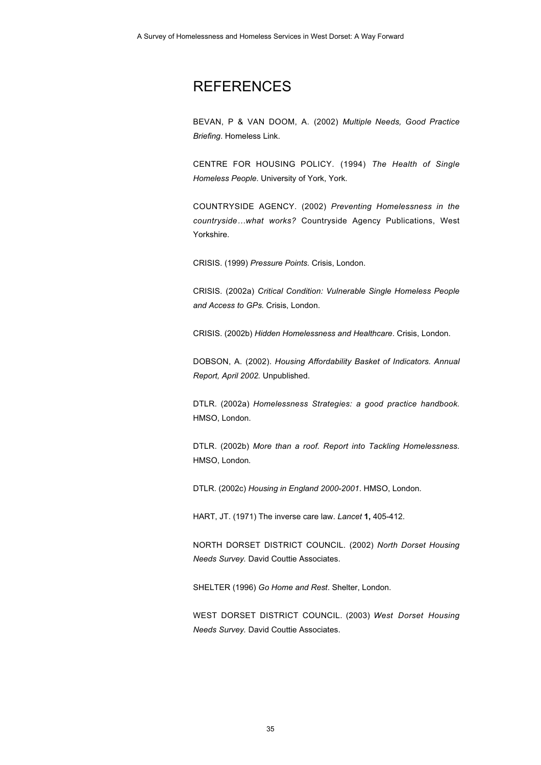# REFERENCES

BEVAN, P & VAN DOOM, A. (2002) *Multiple Needs, Good Practice Briefing*. Homeless Link.

CENTRE FOR HOUSING POLICY. (1994) *The Health of Single Homeless People*. University of York, York.

COUNTRYSIDE AGENCY. (2002) *Preventing Homelessness in the countryside…what works?* Countryside Agency Publications, West Yorkshire.

CRISIS. (1999) *Pressure Points.* Crisis, London.

CRISIS. (2002a) *Critical Condition: Vulnerable Single Homeless People and Access to GPs.* Crisis, London.

CRISIS. (2002b) *Hidden Homelessness and Healthcare*. Crisis, London.

DOBSON, A. (2002). *Housing Affordability Basket of Indicators. Annual Report, April 2002.* Unpublished.

DTLR. (2002a) *Homelessness Strategies: a good practice handbook.* HMSO, London.

DTLR. (2002b) *More than a roof. Report into Tackling Homelessness.* HMSO, London.

DTLR. (2002c) *Housing in England 2000-2001*. HMSO, London.

HART, JT. (1971) The inverse care law. *Lancet* **1,** 405-412.

NORTH DORSET DISTRICT COUNCIL. (2002) *North Dorset Housing Needs Survey.* David Couttie Associates.

SHELTER (1996) *Go Home and Rest*. Shelter, London.

WEST DORSET DISTRICT COUNCIL. (2003) *West Dorset Housing Needs Survey.* David Couttie Associates.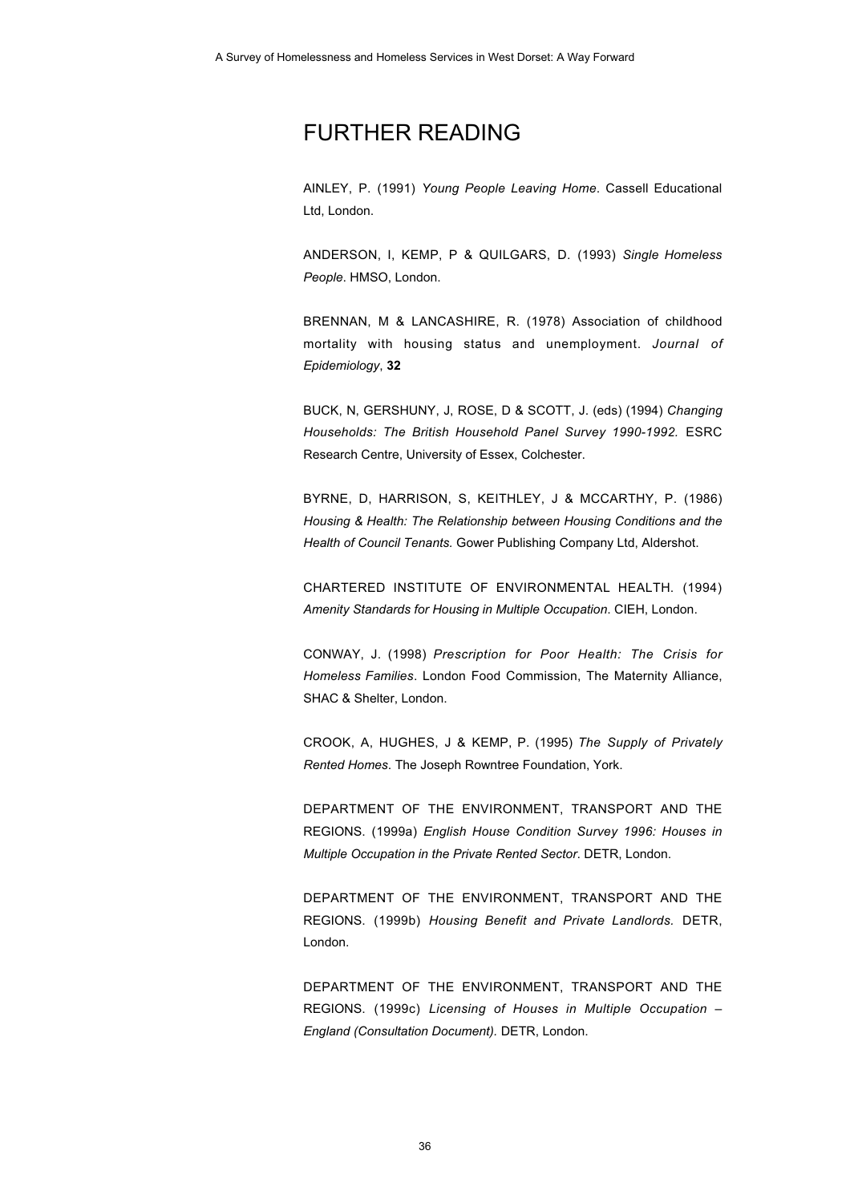# FURTHER READING

AINLEY, P. (1991) *Young People Leaving Home*. Cassell Educational Ltd, London.

ANDERSON, I, KEMP, P & QUILGARS, D. (1993) *Single Homeless People*. HMSO, London.

BRENNAN, M & LANCASHIRE, R. (1978) Association of childhood mortality with housing status and unemployment. *Journal of Epidemiology*, **32**

BUCK, N, GERSHUNY, J, ROSE, D & SCOTT, J. (eds) (1994) *Changing Households: The British Household Panel Survey 1990-1992.* ESRC Research Centre, University of Essex, Colchester.

BYRNE, D, HARRISON, S, KEITHLEY, J & MCCARTHY, P. (1986) *Housing & Health: The Relationship between Housing Conditions and the Health of Council Tenants.* Gower Publishing Company Ltd, Aldershot.

CHARTERED INSTITUTE OF ENVIRONMENTAL HEALTH. (1994) *Amenity Standards for Housing in Multiple Occupation*. CIEH, London.

CONWAY, J. (1998) *Prescription for Poor Health: The Crisis for Homeless Families*. London Food Commission, The Maternity Alliance, SHAC & Shelter, London.

CROOK, A, HUGHES, J & KEMP, P. (1995) *The Supply of Privately Rented Homes*. The Joseph Rowntree Foundation, York.

DEPARTMENT OF THE ENVIRONMENT, TRANSPORT AND THE REGIONS. (1999a) *English House Condition Survey 1996: Houses in Multiple Occupation in the Private Rented Sector*. DETR, London.

DEPARTMENT OF THE ENVIRONMENT, TRANSPORT AND THE REGIONS. (1999b) *Housing Benefit and Private Landlords.* DETR, London.

DEPARTMENT OF THE ENVIRONMENT, TRANSPORT AND THE REGIONS. (1999c) *Licensing of Houses in Multiple Occupation – England (Consultation Document).* DETR, London.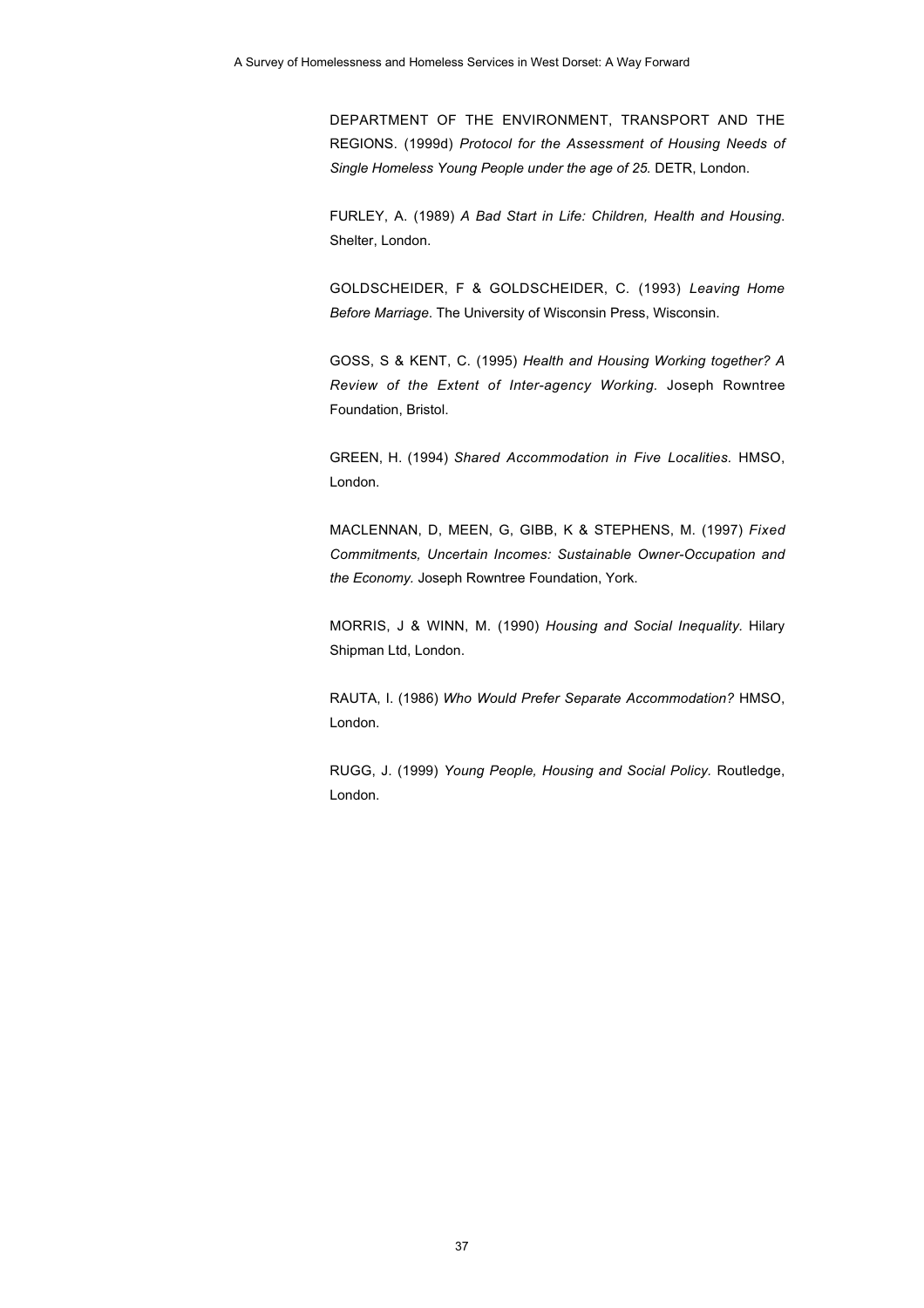DEPARTMENT OF THE ENVIRONMENT, TRANSPORT AND THE REGIONS. (1999d) *Protocol for the Assessment of Housing Needs of Single Homeless Young People under the age of 25.* DETR, London.

FURLEY, A. (1989) *A Bad Start in Life: Children, Health and Housing*. Shelter, London.

GOLDSCHEIDER, F & GOLDSCHEIDER, C. (1993) *Leaving Home Before Marriage*. The University of Wisconsin Press, Wisconsin.

GOSS, S & KENT, C. (1995) *Health and Housing Working together? A Review of the Extent of Inter-agency Working.* Joseph Rowntree Foundation, Bristol.

GREEN, H. (1994) *Shared Accommodation in Five Localities.* HMSO, London.

MACLENNAN, D, MEEN, G, GIBB, K & STEPHENS, M. (1997) *Fixed Commitments, Uncertain Incomes: Sustainable Owner-Occupation and the Economy.* Joseph Rowntree Foundation, York.

MORRIS, J & WINN, M. (1990) *Housing and Social Inequality.* Hilary Shipman Ltd, London.

RAUTA, I. (1986) *Who Would Prefer Separate Accommodation?* HMSO, London.

RUGG, J. (1999) *Young People, Housing and Social Policy.* Routledge, London.